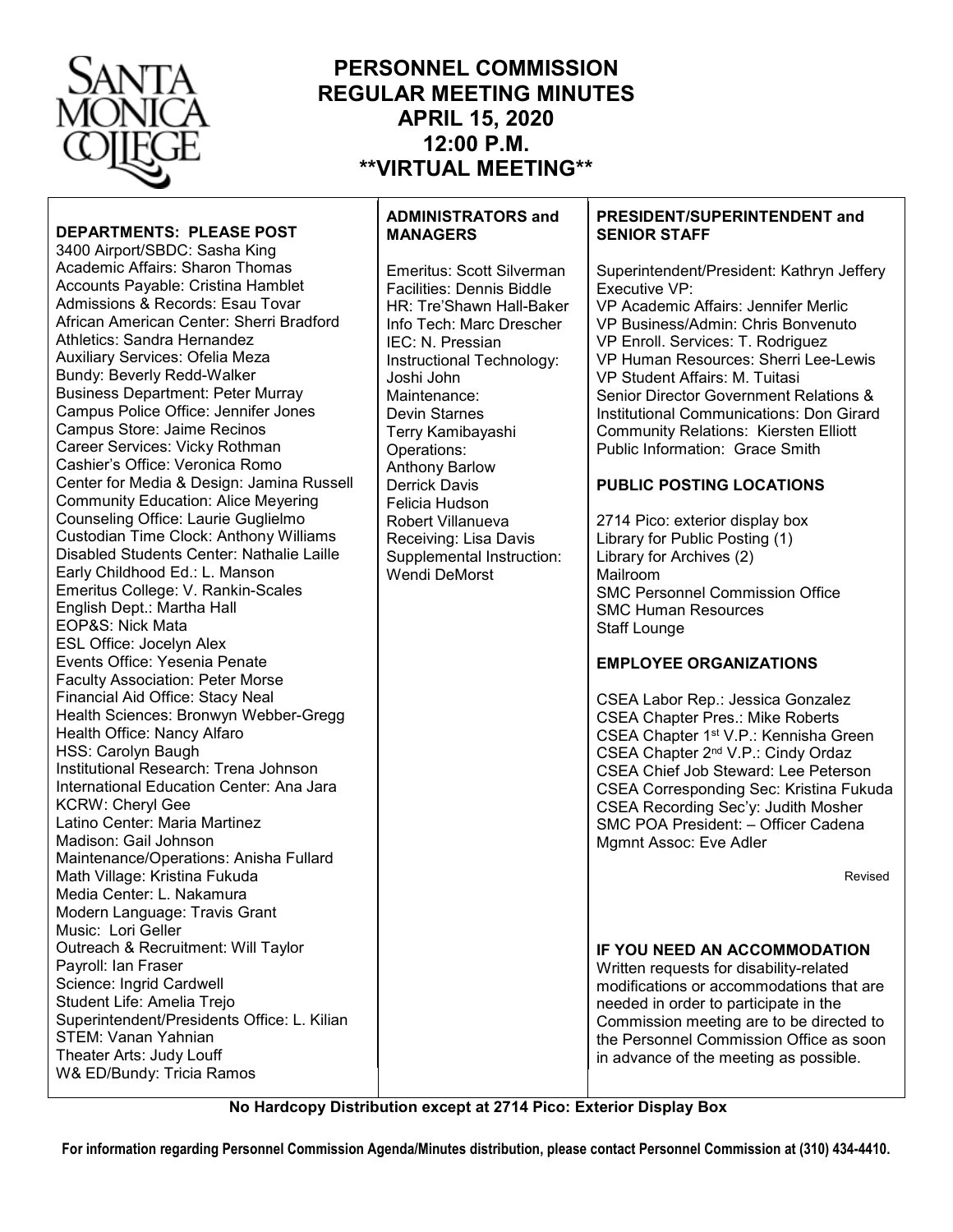# PERSONNEL COMMISSION
# REGULAR MEETING MINUTES
# APRIL 15, 2020
# 12:00 P.M.
# **VIRTUAL MEETING**

**DEPARTMENTS: PLEASE POST**

3400 Airport/SBDC: Sasha King
Academic Affairs: Sharon Thomas
Accounts Payable: Cristina Hamblet
Admissions & Records: Esau Tovar
African American Center: Sherri Bradford
Athletics: Sandra Hernandez
Auxiliary Services: Ofelia Meza
Bundy: Beverly Redd-Walker
Business Department: Peter Murray
Campus Police Office: Jennifer Jones
Campus Store: Jaime Recinos
Career Services: Vicky Rothman
Cashier's Office: Veronica Romo
Center for Media & Design: Jamina Russell
Community Education: Alice Meyering
Counseling Office: Laurie Guglielmo
Custodian Time Clock: Anthony Williams
Disabled Students Center: Nathalie Laille
Early Childhood Ed.: L. Manson
Emeritus College: V. Rankin-Scales
English Dept.: Martha Hall
EOP&S: Nick Mata
ESL Office: Jocelyn Alex
Events Office: Yesenia Penate
Faculty Association: Peter Morse
Financial Aid Office: Stacy Neal
Health Sciences: Bronwyn Webber-Gregg
Health Office: Nancy Alfaro
HSS: Carolyn Baugh
Institutional Research: Trena Johnson
International Education Center: Ana Jara
KCRW: Cheryl Gee
Latino Center: Maria Martinez
Madison: Gail Johnson
Maintenance/Operations: Anisha Fullard
Math Village: Kristina Fukuda
Media Center: L. Nakamura
Modern Language: Travis Grant
Music: Lori Geller
Outreach & Recruitment: Will Taylor
Payroll: Ian Fraser
Science: Ingrid Cardwell
Student Life: Amelia Trejo
Superintendent/Presidents Office: L. Kilian
STEM: Vanan Yahnian
Theater Arts: Judy Louff
W& ED/Bundy: Tricia Ramos

**ADMINISTRATORS and MANAGERS**

Emeritus: Scott Silverman
Facilities: Dennis Biddle
HR: Tre'Shawn Hall-Baker
Info Tech: Marc Drescher
IEC: N. Pressian
Instructional Technology: Joshi John
Maintenance:
Devin Starnes
Terry Kamibayashi
Operations:
Anthony Barlow
Derrick Davis
Felicia Hudson
Robert Villanueva
Receiving: Lisa Davis
Supplemental Instruction: Wendi DeMorst

**PRESIDENT/SUPERINTENDENT and SENIOR STAFF**

Superintendent/President: Kathryn Jeffery
Executive VP:
VP Academic Affairs: Jennifer Merlic
VP Business/Admin: Chris Bonvenuto
VP Enroll. Services: T. Rodriguez
VP Human Resources: Sherri Lee-Lewis
VP Student Affairs: M. Tuitasi
Senior Director Government Relations & Institutional Communications: Don Girard
Community Relations: Kiersten Elliott
Public Information: Grace Smith

**PUBLIC POSTING LOCATIONS**

2714 Pico: exterior display box
Library for Public Posting (1)
Library for Archives (2)
Mailroom
SMC Personnel Commission Office
SMC Human Resources
Staff Lounge

**EMPLOYEE ORGANIZATIONS**

CSEA Labor Rep.: Jessica Gonzalez
CSEA Chapter Pres.: Mike Roberts
CSEA Chapter 1st V.P.: Kennisha Green
CSEA Chapter 2nd V.P.: Cindy Ordaz
CSEA Chief Job Steward: Lee Peterson
CSEA Corresponding Sec: Kristina Fukuda
CSEA Recording Sec'y: Judith Mosher
SMC POA President: – Officer Cadena
Mgmnt Assoc: Eve Adler

Revised

**IF YOU NEED AN ACCOMMODATION**
Written requests for disability-related modifications or accommodations that are needed in order to participate in the Commission meeting are to be directed to the Personnel Commission Office as soon in advance of the meeting as possible.

**No Hardcopy Distribution except at 2714 Pico: Exterior Display Box**

**For information regarding Personnel Commission Agenda/Minutes distribution, please contact Personnel Commission at (310) 434-4410.**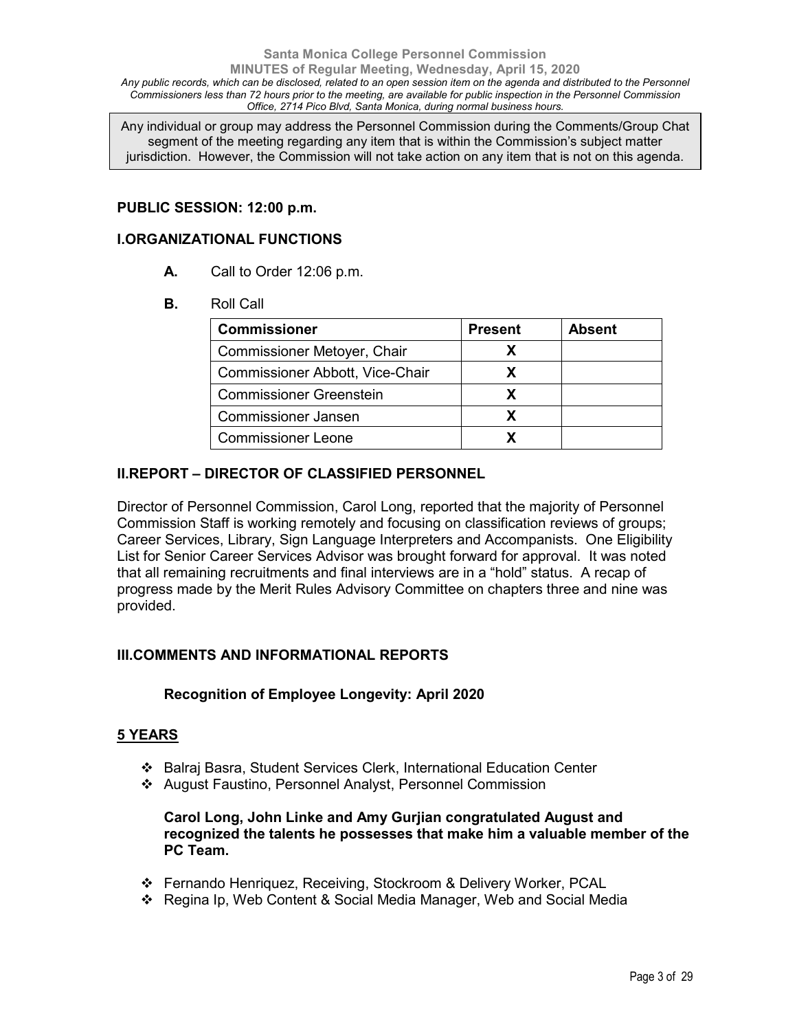Any public records, which can be disclosed, related to an open session item on the agenda and distributed to the Personnel Commissioners less than 72 hours prior to the meeting, are available for public inspection in the Personnel Commission Office, 2714 Pico Blvd, Santa Monica, during normal business hours.

Any individual or group may address the Personnel Commission during the Comments/Group Chat segment of the meeting regarding any item that is within the Commission's subject matter jurisdiction. However, the Commission will not take action on any item that is not on this agenda.

## PUBLIC SESSION: 12:00 p.m.

## I.ORGANIZATIONAL FUNCTIONS

**A.** Call to Order 12:06 p.m.

**B.** Roll Call

| Commissioner | Present | Absent |
|---|---|---|
| Commissioner Metoyer, Chair | X | |
| Commissioner Abbott, Vice-Chair | X | |
| Commissioner Greenstein | X | |
| Commissioner Jansen | X | |
| Commissioner Leone | X | |

## II.REPORT – DIRECTOR OF CLASSIFIED PERSONNEL

Director of Personnel Commission, Carol Long, reported that the majority of Personnel Commission Staff is working remotely and focusing on classification reviews of groups; Career Services, Library, Sign Language Interpreters and Accompanists. One Eligibility List for Senior Career Services Advisor was brought forward for approval. It was noted that all remaining recruitments and final interviews are in a "hold" status. A recap of progress made by the Merit Rules Advisory Committee on chapters three and nine was provided.

## III.COMMENTS AND INFORMATIONAL REPORTS

### Recognition of Employee Longevity: April 2020

### 5 YEARS

- Balraj Basra, Student Services Clerk, International Education Center
- August Faustino, Personnel Analyst, Personnel Commission

**Carol Long, John Linke and Amy Gurjian congratulated August and recognized the talents he possesses that make him a valuable member of the PC Team.**

- Fernando Henriquez, Receiving, Stockroom & Delivery Worker, PCAL
- Regina Ip, Web Content & Social Media Manager, Web and Social Media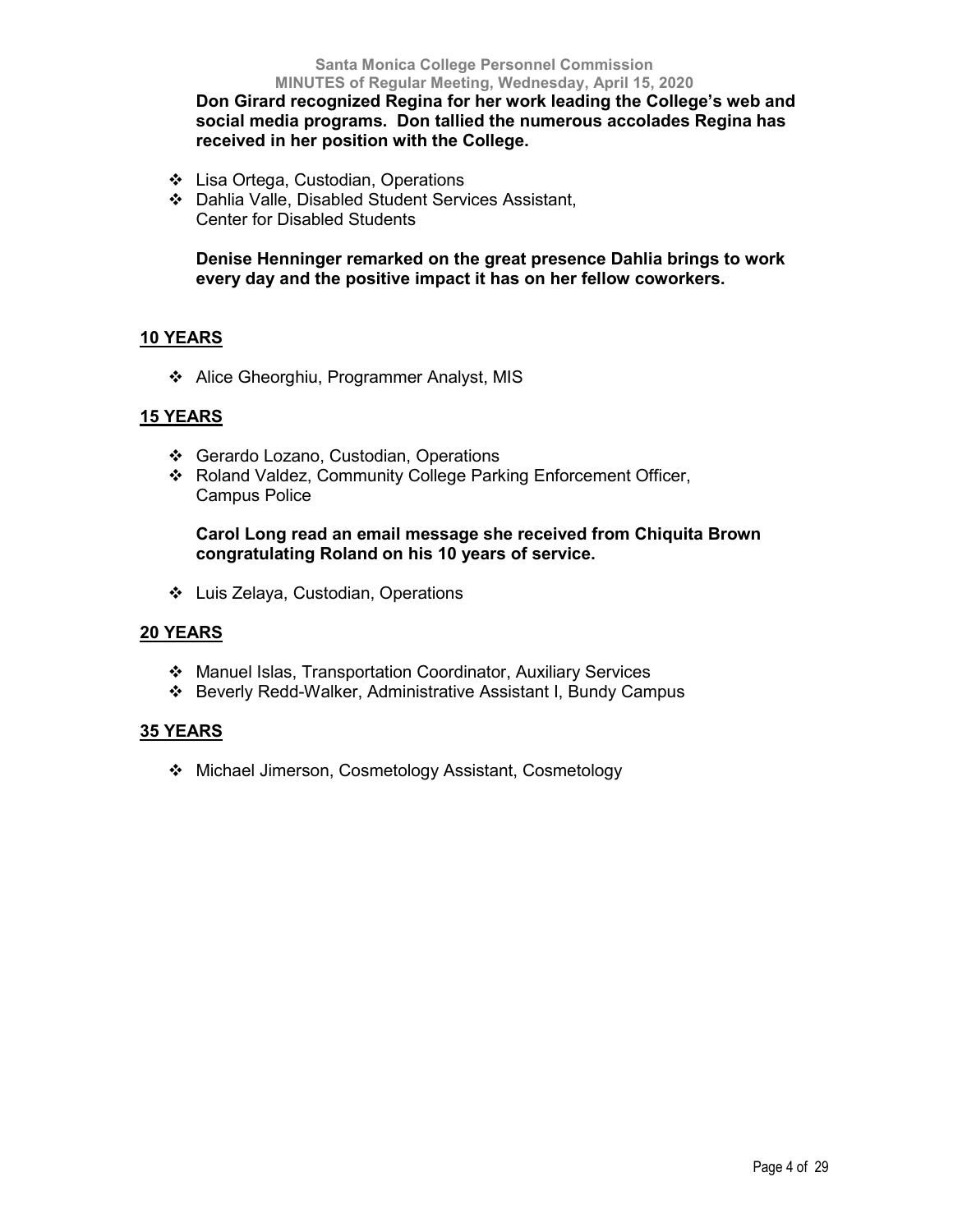**Don Girard recognized Regina for her work leading the College's web and social media programs. Don tallied the numerous accolades Regina has received in her position with the College.**

- Lisa Ortega, Custodian, Operations
- Dahlia Valle, Disabled Student Services Assistant, Center for Disabled Students

**Denise Henninger remarked on the great presence Dahlia brings to work every day and the positive impact it has on her fellow coworkers.**

## 10 YEARS

- Alice Gheorghiu, Programmer Analyst, MIS

## 15 YEARS

- Gerardo Lozano, Custodian, Operations
- Roland Valdez, Community College Parking Enforcement Officer, Campus Police

**Carol Long read an email message she received from Chiquita Brown congratulating Roland on his 10 years of service.**

- Luis Zelaya, Custodian, Operations

## 20 YEARS

- Manuel Islas, Transportation Coordinator, Auxiliary Services
- Beverly Redd-Walker, Administrative Assistant I, Bundy Campus

## 35 YEARS

- Michael Jimerson, Cosmetology Assistant, Cosmetology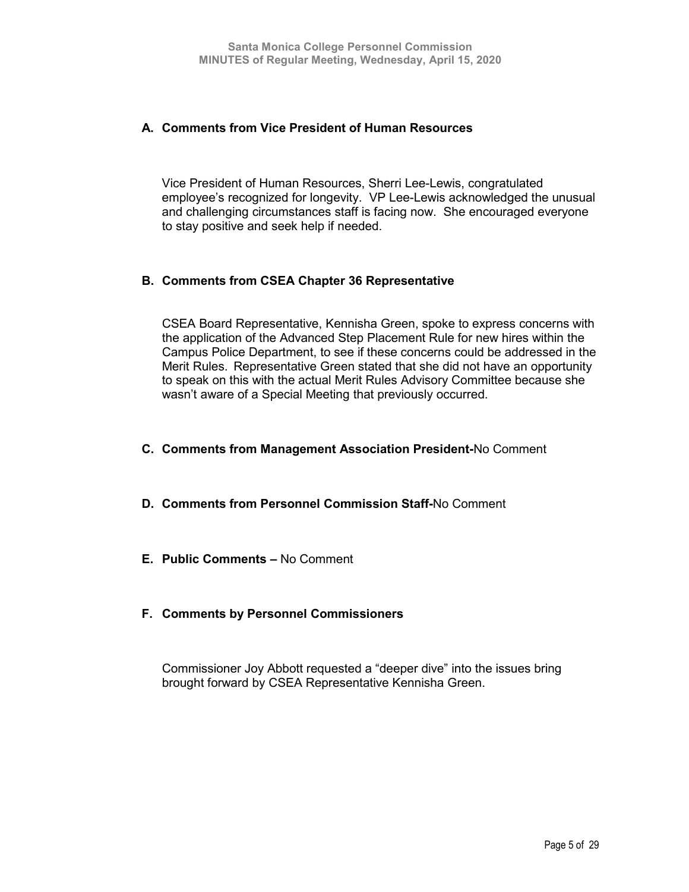### A. Comments from Vice President of Human Resources

Vice President of Human Resources, Sherri Lee-Lewis, congratulated employee's recognized for longevity. VP Lee-Lewis acknowledged the unusual and challenging circumstances staff is facing now. She encouraged everyone to stay positive and seek help if needed.

### B. Comments from CSEA Chapter 36 Representative

CSEA Board Representative, Kennisha Green, spoke to express concerns with the application of the Advanced Step Placement Rule for new hires within the Campus Police Department, to see if these concerns could be addressed in the Merit Rules. Representative Green stated that she did not have an opportunity to speak on this with the actual Merit Rules Advisory Committee because she wasn't aware of a Special Meeting that previously occurred.

### C. Comments from Management Association President-No Comment

### D. Comments from Personnel Commission Staff-No Comment

### E. Public Comments – No Comment

### F. Comments by Personnel Commissioners

Commissioner Joy Abbott requested a "deeper dive" into the issues bring brought forward by CSEA Representative Kennisha Green.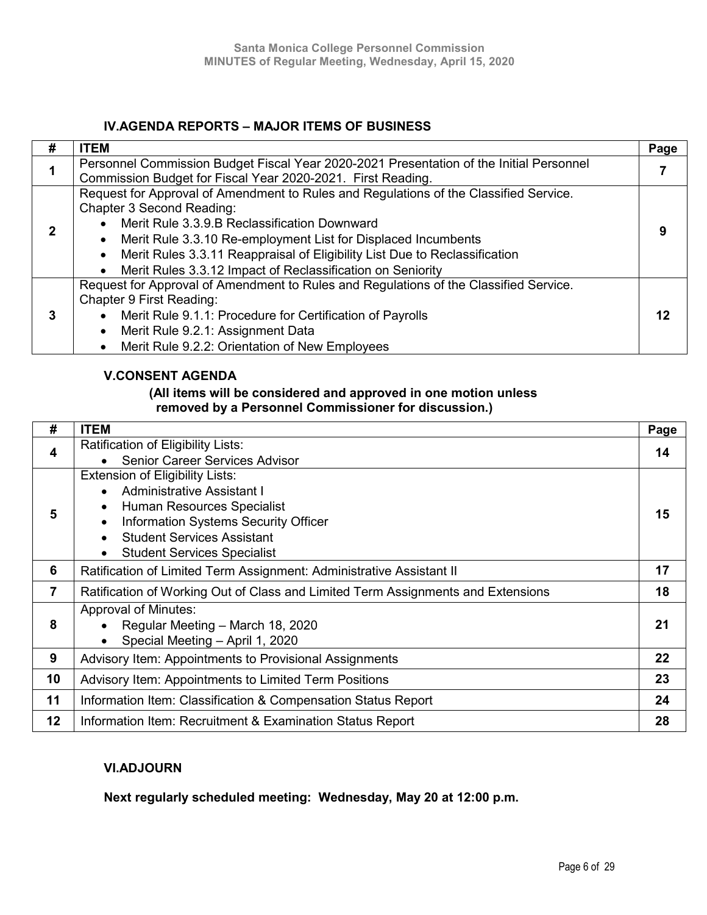## IV. AGENDA REPORTS – MAJOR ITEMS OF BUSINESS

| # | ITEM | Page |
|---|---|---|
| 1 | Personnel Commission Budget Fiscal Year 2020-2021 Presentation of the Initial Personnel Commission Budget for Fiscal Year 2020-2021. First Reading. | 7 |
| 2 | Request for Approval of Amendment to Rules and Regulations of the Classified Service. Chapter 3 Second Reading:<br>• Merit Rule 3.3.9.B Reclassification Downward<br>• Merit Rule 3.3.10 Re-employment List for Displaced Incumbents<br>• Merit Rules 3.3.11 Reappraisal of Eligibility List Due to Reclassification<br>• Merit Rules 3.3.12 Impact of Reclassification on Seniority | 9 |
| 3 | Request for Approval of Amendment to Rules and Regulations of the Classified Service. Chapter 9 First Reading:<br>• Merit Rule 9.1.1: Procedure for Certification of Payrolls<br>• Merit Rule 9.2.1: Assignment Data<br>• Merit Rule 9.2.2: Orientation of New Employees | 12 |

## V. CONSENT AGENDA

**(All items will be considered and approved in one motion unless removed by a Personnel Commissioner for discussion.)**

| # | ITEM | Page |
|---|---|---|
| 4 | Ratification of Eligibility Lists:<br>• Senior Career Services Advisor | 14 |
| 5 | Extension of Eligibility Lists:<br>• Administrative Assistant I<br>• Human Resources Specialist<br>• Information Systems Security Officer<br>• Student Services Assistant<br>• Student Services Specialist | 15 |
| 6 | Ratification of Limited Term Assignment: Administrative Assistant II | 17 |
| 7 | Ratification of Working Out of Class and Limited Term Assignments and Extensions | 18 |
| 8 | Approval of Minutes:<br>• Regular Meeting – March 18, 2020<br>• Special Meeting – April 1, 2020 | 21 |
| 9 | Advisory Item: Appointments to Provisional Assignments | 22 |
| 10 | Advisory Item: Appointments to Limited Term Positions | 23 |
| 11 | Information Item: Classification & Compensation Status Report | 24 |
| 12 | Information Item: Recruitment & Examination Status Report | 28 |

## VI. ADJOURN

**Next regularly scheduled meeting: Wednesday, May 20 at 12:00 p.m.**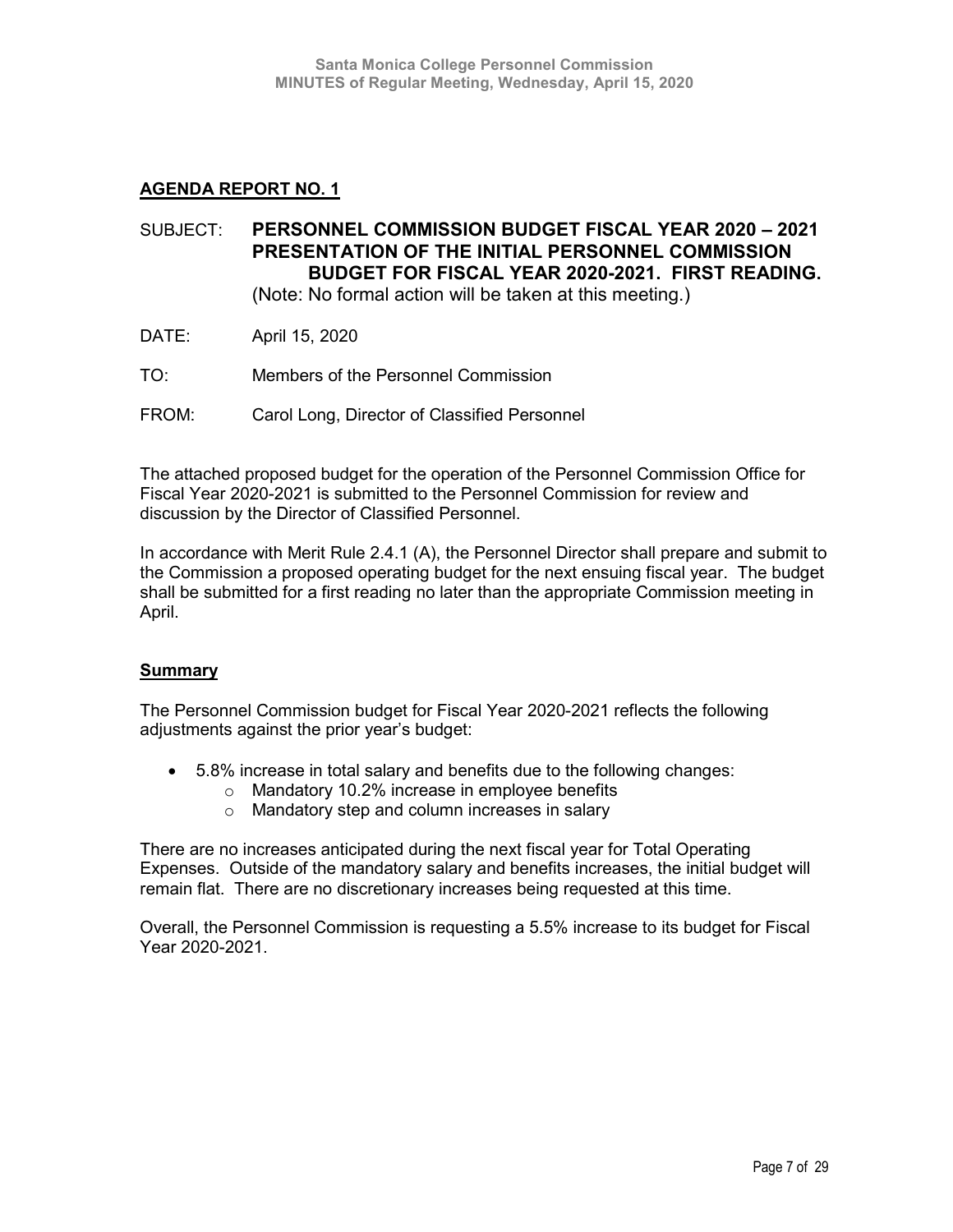## AGENDA REPORT NO. 1

SUBJECT: **PERSONNEL COMMISSION BUDGET FISCAL YEAR 2020 – 2021 PRESENTATION OF THE INITIAL PERSONNEL COMMISSION BUDGET FOR FISCAL YEAR 2020-2021. FIRST READING.**
(Note: No formal action will be taken at this meeting.)

DATE: April 15, 2020

TO: Members of the Personnel Commission

FROM: Carol Long, Director of Classified Personnel

The attached proposed budget for the operation of the Personnel Commission Office for Fiscal Year 2020-2021 is submitted to the Personnel Commission for review and discussion by the Director of Classified Personnel.

In accordance with Merit Rule 2.4.1 (A), the Personnel Director shall prepare and submit to the Commission a proposed operating budget for the next ensuing fiscal year. The budget shall be submitted for a first reading no later than the appropriate Commission meeting in April.

### Summary

The Personnel Commission budget for Fiscal Year 2020-2021 reflects the following adjustments against the prior year's budget:

- 5.8% increase in total salary and benefits due to the following changes:
  - Mandatory 10.2% increase in employee benefits
  - Mandatory step and column increases in salary

There are no increases anticipated during the next fiscal year for Total Operating Expenses. Outside of the mandatory salary and benefits increases, the initial budget will remain flat. There are no discretionary increases being requested at this time.

Overall, the Personnel Commission is requesting a 5.5% increase to its budget for Fiscal Year 2020-2021.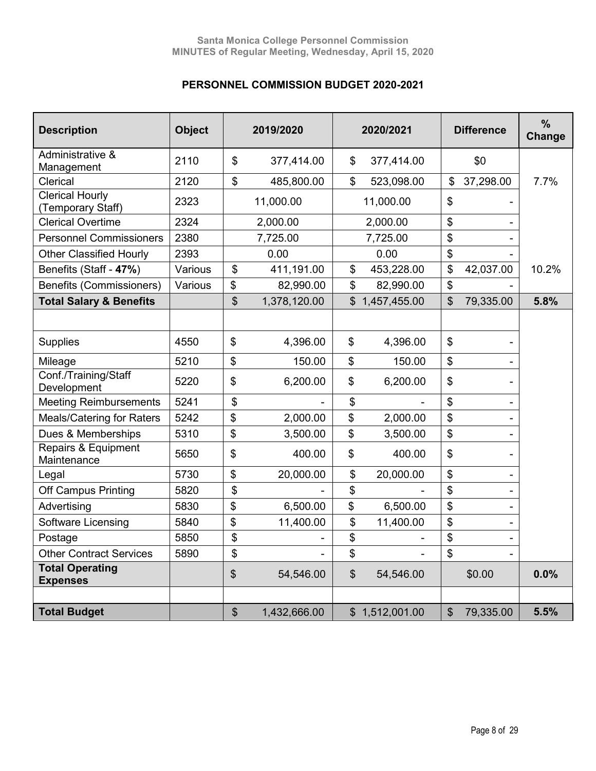## PERSONNEL COMMISSION BUDGET 2020-2021

| Description | Object | 2019/2020 | 2020/2021 | Difference | % Change |
|---|---|---|---|---|---|
| Administrative & Management | 2110 | $ 377,414.00 | $ 377,414.00 | $0 | |
| Clerical | 2120 | $ 485,800.00 | $ 523,098.00 | $ 37,298.00 | 7.7% |
| Clerical Hourly (Temporary Staff) | 2323 | 11,000.00 | 11,000.00 | $ - | |
| Clerical Overtime | 2324 | 2,000.00 | 2,000.00 | $ - | |
| Personnel Commissioners | 2380 | 7,725.00 | 7,725.00 | $ - | |
| Other Classified Hourly | 2393 | 0.00 | 0.00 | $ - | |
| Benefits (Staff - **47%**) | Various | $ 411,191.00 | $ 453,228.00 | $ 42,037.00 | 10.2% |
| Benefits (Commissioners) | Various | $ 82,990.00 | $ 82,990.00 | $ - | |
| **Total Salary & Benefits** | | $ 1,378,120.00 | $ 1,457,455.00 | $ 79,335.00 | **5.8%** |
| | | | | | |
| Supplies | 4550 | $ 4,396.00 | $ 4,396.00 | $ - | |
| Mileage | 5210 | $ 150.00 | $ 150.00 | $ - | |
| Conf./Training/Staff Development | 5220 | $ 6,200.00 | $ 6,200.00 | $ - | |
| Meeting Reimbursements | 5241 | $ - | $ - | $ - | |
| Meals/Catering for Raters | 5242 | $ 2,000.00 | $ 2,000.00 | $ - | |
| Dues & Memberships | 5310 | $ 3,500.00 | $ 3,500.00 | $ - | |
| Repairs & Equipment Maintenance | 5650 | $ 400.00 | $ 400.00 | $ - | |
| Legal | 5730 | $ 20,000.00 | $ 20,000.00 | $ - | |
| Off Campus Printing | 5820 | $ - | $ - | $ - | |
| Advertising | 5830 | $ 6,500.00 | $ 6,500.00 | $ - | |
| Software Licensing | 5840 | $ 11,400.00 | $ 11,400.00 | $ - | |
| Postage | 5850 | $ - | $ - | $ - | |
| Other Contract Services | 5890 | $ - | $ - | $ - | |
| **Total Operating Expenses** | | $ 54,546.00 | $ 54,546.00 | $0.00 | **0.0%** |
| | | | | | |
| **Total Budget** | | $ 1,432,666.00 | $ 1,512,001.00 | $ 79,335.00 | **5.5%** |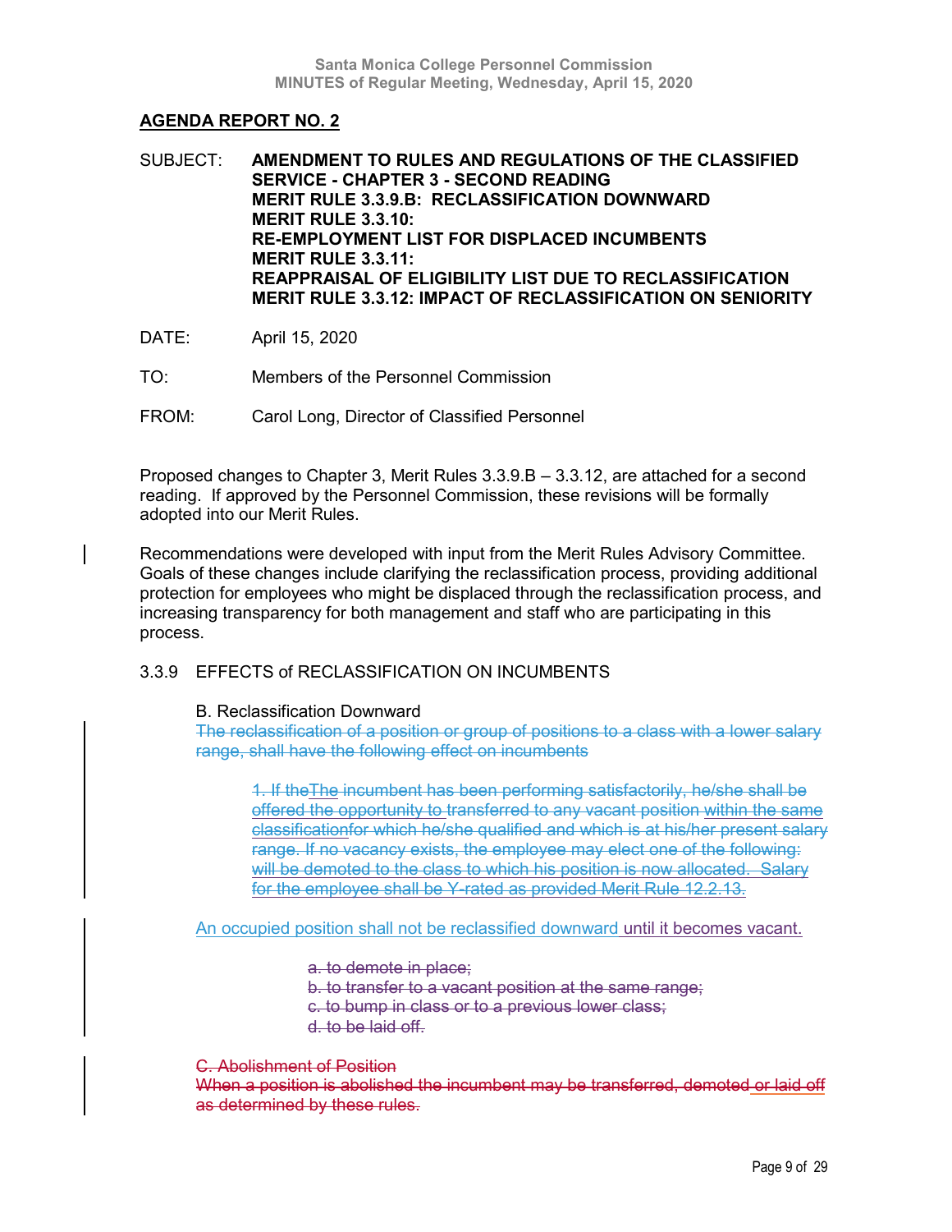## AGENDA REPORT NO. 2

SUBJECT: **AMENDMENT TO RULES AND REGULATIONS OF THE CLASSIFIED SERVICE - CHAPTER 3 - SECOND READING**
**MERIT RULE 3.3.9.B: RECLASSIFICATION DOWNWARD**
**MERIT RULE 3.3.10:**
**RE-EMPLOYMENT LIST FOR DISPLACED INCUMBENTS**
**MERIT RULE 3.3.11:**
**REAPPRAISAL OF ELIGIBILITY LIST DUE TO RECLASSIFICATION**
**MERIT RULE 3.3.12: IMPACT OF RECLASSIFICATION ON SENIORITY**

DATE: April 15, 2020

TO: Members of the Personnel Commission

FROM: Carol Long, Director of Classified Personnel

Proposed changes to Chapter 3, Merit Rules 3.3.9.B – 3.3.12, are attached for a second reading. If approved by the Personnel Commission, these revisions will be formally adopted into our Merit Rules.

Recommendations were developed with input from the Merit Rules Advisory Committee. Goals of these changes include clarifying the reclassification process, providing additional protection for employees who might be displaced through the reclassification process, and increasing transparency for both management and staff who are participating in this process.

3.3.9 EFFECTS of RECLASSIFICATION ON INCUMBENTS

B. Reclassification Downward

~~The reclassification of a position or group of positions to a class with a lower salary range, shall have the following effect on incumbents~~

> ~~1. If the~~The ~~incumbent has been performing satisfactorily, he/she shall be offered the opportunity to transferred to any vacant position~~ within the same ~~classification~~for which he/she qualified and which is at his/her present salary range. If no vacancy exists, the employee may elect one of the following: will be demoted to the class to which his position is now allocated. Salary for the employee shall be Y-rated as provided Merit Rule 12.2.13.~~

An occupied position shall not be reclassified downward until it becomes vacant.

> ~~a. to demote in place;~~
> ~~b. to transfer to a vacant position at the same range;~~
> ~~c. to bump in class or to a previous lower class;~~
> ~~d. to be laid off.~~

~~C. Abolishment of Position~~
~~When a position is abolished the incumbent may be transferred, demoted or laid off as determined by these rules.~~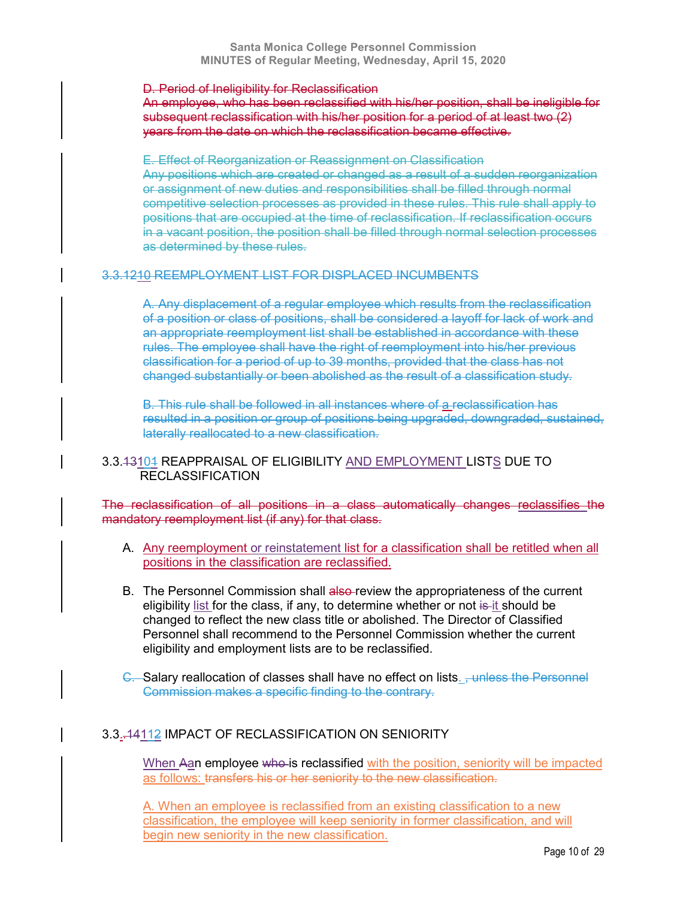~~D. Period of Ineligibility for Reclassification~~
~~An employee, who has been reclassified with his/her position, shall be ineligible for subsequent reclassification with his/her position for a period of at least two (2) years from the date on which the reclassification became effective.~~

~~E. Effect of Reorganization or Reassignment on Classification~~
~~Any positions which are created or changed as a result of a sudden reorganization or assignment of new duties and responsibilities shall be filled through normal competitive selection processes as provided in these rules. This rule shall apply to positions that are occupied at the time of reclassification. If reclassification occurs in a vacant position, the position shall be filled through normal selection processes as determined by these rules.~~

~~3.3.1210 REEMPLOYMENT LIST FOR DISPLACED INCUMBENTS~~

~~A. Any displacement of a regular employee which results from the reclassification of a position or class of positions, shall be considered a layoff for lack of work and an appropriate reemployment list shall be established in accordance with these rules. The employee shall have the right of reemployment into his/her previous classification for a period of up to 39 months, provided that the class has not changed substantially or been abolished as the result of a classification study.~~

~~B. This rule shall be followed in all instances where of a reclassification has resulted in a position or group of positions being upgraded, downgraded, sustained, laterally reallocated to a new classification.~~

3.3.~~13~~10~~1~~1 REAPPRAISAL OF ELIGIBILITY AND EMPLOYMENT LISTS DUE TO RECLASSIFICATION

~~The reclassification of all positions in a class automatically changes reclassifies the mandatory reemployment list (if any) for that class.~~

A. Any reemployment or reinstatement list for a classification shall be retitled when all positions in the classification are reclassified.

B. The Personnel Commission shall ~~also~~ review the appropriateness of the current eligibility list for the class, if any, to determine whether or not ~~is~~ it should be changed to reflect the new class title or abolished. The Director of Classified Personnel shall recommend to the Personnel Commission whether the current eligibility and employment lists are to be reclassified.

~~C.~~ Salary reallocation of classes shall have no effect on lists. ~~, unless the Personnel Commission makes a specific finding to the contrary.~~

3.3.~~.14~~1~~1~~2 IMPACT OF RECLASSIFICATION ON SENIORITY

When ~~A~~an employee ~~who~~ is reclassified with the position, seniority will be impacted as follows: ~~transfers his or her seniority to the new classification.~~

A. When an employee is reclassified from an existing classification to a new classification, the employee will keep seniority in former classification, and will begin new seniority in the new classification.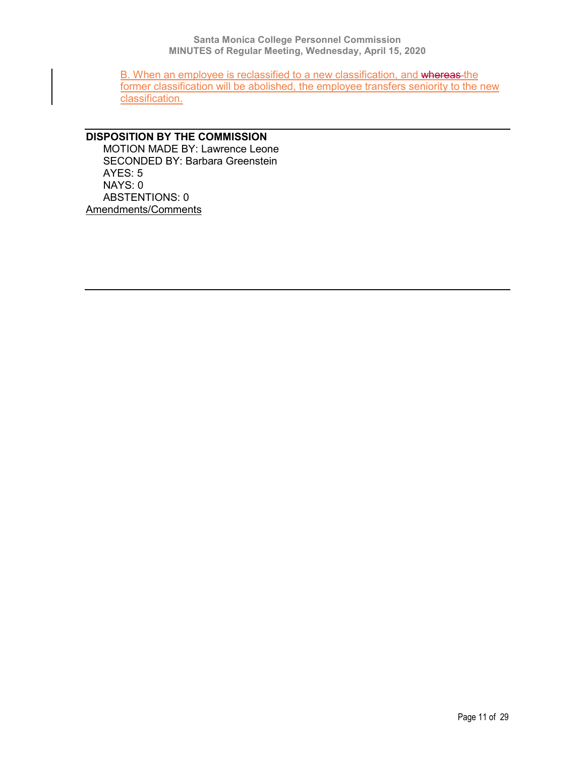B. When an employee is reclassified to a new classification, and ~~whereas~~ the former classification will be abolished, the employee transfers seniority to the new classification.

**DISPOSITION BY THE COMMISSION**

MOTION MADE BY: Lawrence Leone
SECONDED BY: Barbara Greenstein
AYES: 5
NAYS: 0
ABSTENTIONS: 0

Amendments/Comments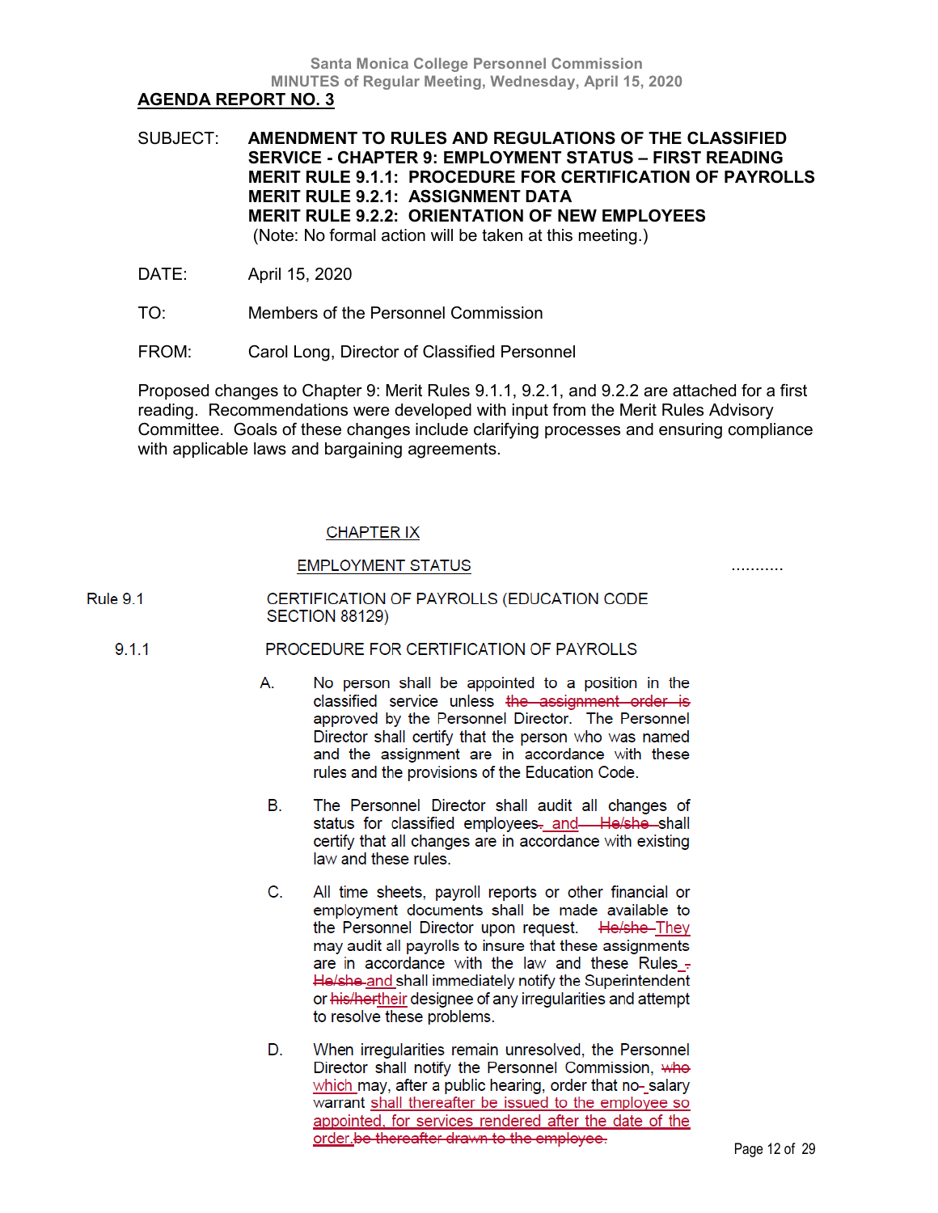## AGENDA REPORT NO. 3

SUBJECT: **AMENDMENT TO RULES AND REGULATIONS OF THE CLASSIFIED SERVICE - CHAPTER 9: EMPLOYMENT STATUS – FIRST READING**
**MERIT RULE 9.1.1: PROCEDURE FOR CERTIFICATION OF PAYROLLS**
**MERIT RULE 9.2.1: ASSIGNMENT DATA**
**MERIT RULE 9.2.2: ORIENTATION OF NEW EMPLOYEES**
(Note: No formal action will be taken at this meeting.)

DATE: April 15, 2020

TO: Members of the Personnel Commission

FROM: Carol Long, Director of Classified Personnel

Proposed changes to Chapter 9: Merit Rules 9.1.1, 9.2.1, and 9.2.2 are attached for a first reading. Recommendations were developed with input from the Merit Rules Advisory Committee. Goals of these changes include clarifying processes and ensuring compliance with applicable laws and bargaining agreements.

<u>CHAPTER IX</u>

<u>EMPLOYMENT STATUS</u> ...........

Rule 9.1 CERTIFICATION OF PAYROLLS (EDUCATION CODE SECTION 88129)

9.1.1 PROCEDURE FOR CERTIFICATION OF PAYROLLS

A. No person shall be appointed to a position in the classified service unless ~~the assignment order is~~ approved by the Personnel Director. The Personnel Director shall certify that the person who was named and the assignment are in accordance with these rules and the provisions of the Education Code.

B. The Personnel Director shall audit all changes of status for classified employees~~.~~<u> and</u> ~~He/she~~ shall certify that all changes are in accordance with existing law and these rules.

C. All time sheets, payroll reports or other financial or employment documents shall be made available to the Personnel Director upon request. ~~He/she~~ <u>They</u> may audit all payrolls to insure that these assignments are in accordance with the law and these Rules ~~.~~ ~~He/she~~ <u>and</u> shall immediately notify the Superintendent or ~~his/her~~<u>their</u> designee of any irregularities and attempt to resolve these problems.

D. When irregularities remain unresolved, the Personnel Director shall notify the Personnel Commission, ~~who~~ <u>which</u> may, after a public hearing, order that no~~-~~ salary warrant <u>shall thereafter be issued to the employee so appointed, for services rendered after the date of the order.</u> ~~be thereafter drawn to the employee.~~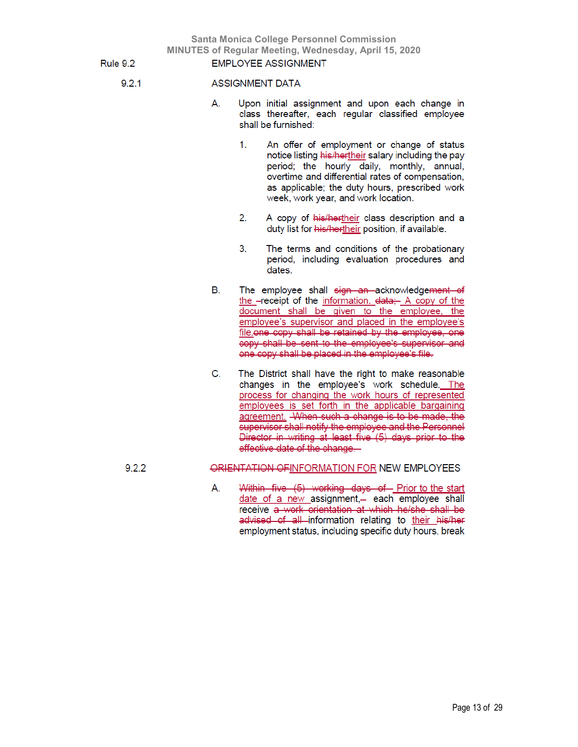Rule 9.2 EMPLOYEE ASSIGNMENT

9.2.1 ASSIGNMENT DATA

A. Upon initial assignment and upon each change in class thereafter, each regular classified employee shall be furnished:

1. An offer of employment or change of status notice listing ~~his/her~~<u>their</u> salary including the pay period; the hourly daily, monthly, annual, overtime and differential rates of compensation, as applicable; the duty hours, prescribed work week, work year, and work location.

2. A copy of ~~his/her~~<u>their</u> class description and a duty list for ~~his/her~~<u>their</u> position, if available.

3. The terms and conditions of the probationary period, including evaluation procedures and dates.

B. The employee shall ~~sign an~~ acknowledge~~ment of~~ <u>the</u> ~~-~~receipt of the <u>information.</u> ~~data;~~ <u>A copy of the document shall be given to the employee, the employee's supervisor and placed in the employee's file.</u> ~~one copy shall be retained by the employee, one copy shall be sent to the employee's supervisor and one copy shall be placed in the employee's file.~~

C. The District shall have the right to make reasonable changes in the employee's work schedule. <u>The process for changing the work hours of represented employees is set forth in the applicable bargaining agreement.</u> ~~When such a change is to be made, the supervisor shall notify the employee and the Personnel Director in writing at least five (5) days prior to the effective date of the change.~~

9.2.2 ~~ORIENTATION OF~~<u>INFORMATION FOR</u> NEW EMPLOYEES

A. ~~Within five (5) working days of~~ <u>Prior to the start date of a new</u> assignment,~~-~~ each employee shall receive ~~a work orientation at which he/she shall be advised of all~~ information relating to <u>their</u> ~~his/her~~ employment status, including specific duty hours, break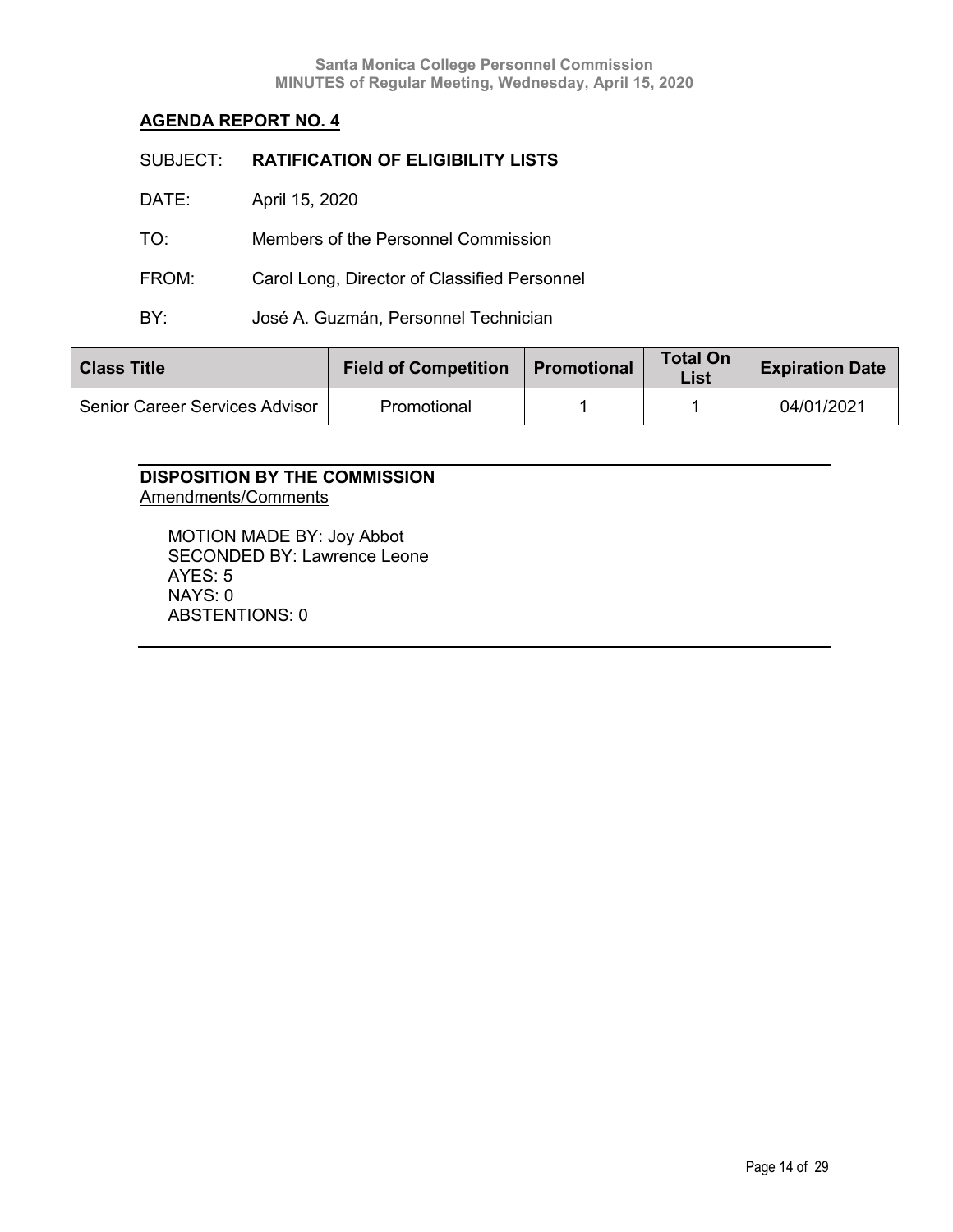## AGENDA REPORT NO. 4

SUBJECT: **RATIFICATION OF ELIGIBILITY LISTS**

DATE: April 15, 2020

TO: Members of the Personnel Commission

FROM: Carol Long, Director of Classified Personnel

BY: José A. Guzmán, Personnel Technician

| Class Title | Field of Competition | Promotional | Total On List | Expiration Date |
|---|---|---|---|---|
| Senior Career Services Advisor | Promotional | 1 | 1 | 04/01/2021 |

---

**DISPOSITION BY THE COMMISSION**

Amendments/Comments

MOTION MADE BY: Joy Abbot
SECONDED BY: Lawrence Leone
AYES: 5
NAYS: 0
ABSTENTIONS: 0

---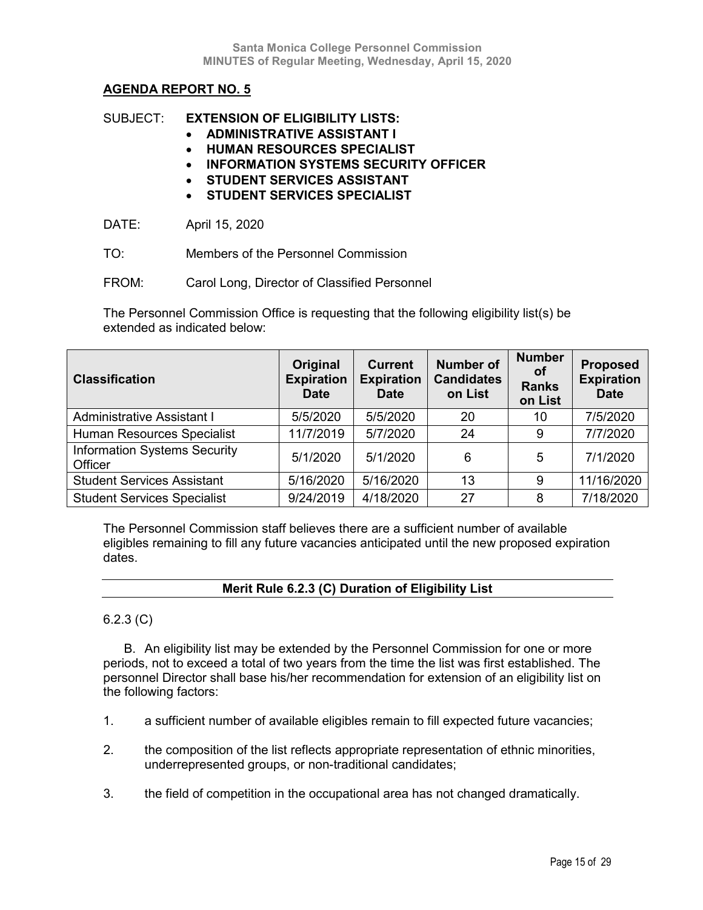## AGENDA REPORT NO. 5

SUBJECT: **EXTENSION OF ELIGIBILITY LISTS:**

- **ADMINISTRATIVE ASSISTANT I**
- **HUMAN RESOURCES SPECIALIST**
- **INFORMATION SYSTEMS SECURITY OFFICER**
- **STUDENT SERVICES ASSISTANT**
- **STUDENT SERVICES SPECIALIST**

DATE: April 15, 2020

TO: Members of the Personnel Commission

FROM: Carol Long, Director of Classified Personnel

The Personnel Commission Office is requesting that the following eligibility list(s) be extended as indicated below:

| Classification | Original Expiration Date | Current Expiration Date | Number of Candidates on List | Number of Ranks on List | Proposed Expiration Date |
|---|---|---|---|---|---|
| Administrative Assistant I | 5/5/2020 | 5/5/2020 | 20 | 10 | 7/5/2020 |
| Human Resources Specialist | 11/7/2019 | 5/7/2020 | 24 | 9 | 7/7/2020 |
| Information Systems Security Officer | 5/1/2020 | 5/1/2020 | 6 | 5 | 7/1/2020 |
| Student Services Assistant | 5/16/2020 | 5/16/2020 | 13 | 9 | 11/16/2020 |
| Student Services Specialist | 9/24/2019 | 4/18/2020 | 27 | 8 | 7/18/2020 |

The Personnel Commission staff believes there are a sufficient number of available eligibles remaining to fill any future vacancies anticipated until the new proposed expiration dates.

**Merit Rule 6.2.3 (C) Duration of Eligibility List**

6.2.3 (C)

B. An eligibility list may be extended by the Personnel Commission for one or more periods, not to exceed a total of two years from the time the list was first established. The personnel Director shall base his/her recommendation for extension of an eligibility list on the following factors:

1. a sufficient number of available eligibles remain to fill expected future vacancies;
2. the composition of the list reflects appropriate representation of ethnic minorities, underrepresented groups, or non-traditional candidates;
3. the field of competition in the occupational area has not changed dramatically.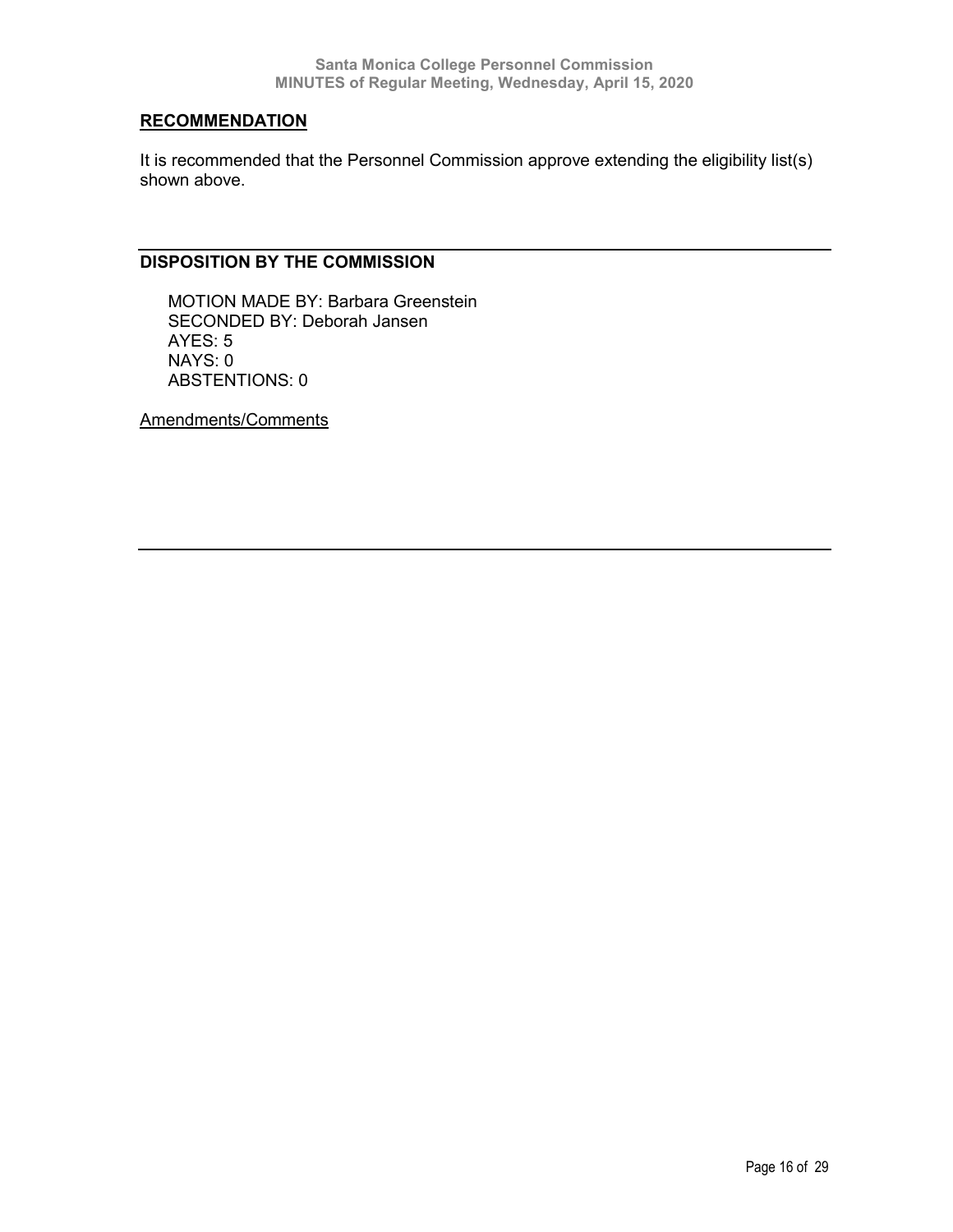## RECOMMENDATION

It is recommended that the Personnel Commission approve extending the eligibility list(s) shown above.

---

## DISPOSITION BY THE COMMISSION

MOTION MADE BY: Barbara Greenstein
SECONDED BY: Deborah Jansen
AYES: 5
NAYS: 0
ABSTENTIONS: 0

Amendments/Comments

---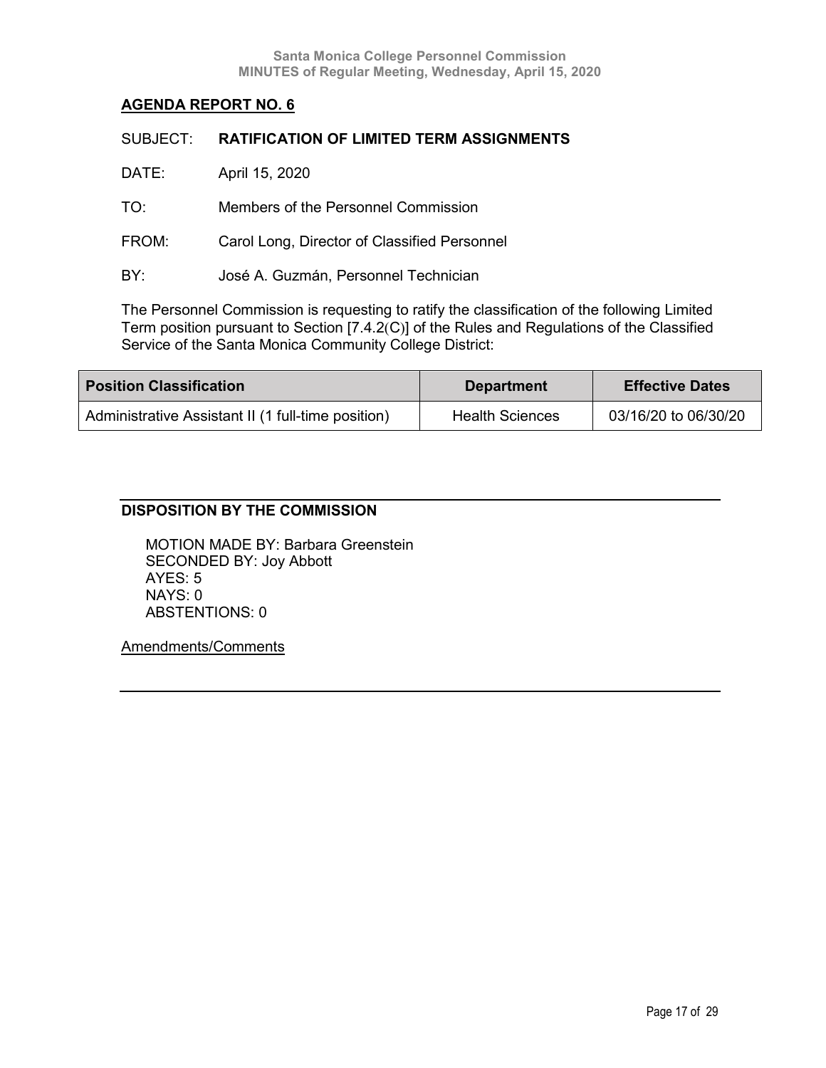## AGENDA REPORT NO. 6

SUBJECT: **RATIFICATION OF LIMITED TERM ASSIGNMENTS**

DATE: April 15, 2020

TO: Members of the Personnel Commission

FROM: Carol Long, Director of Classified Personnel

BY: José A. Guzmán, Personnel Technician

The Personnel Commission is requesting to ratify the classification of the following Limited Term position pursuant to Section [7.4.2(C)] of the Rules and Regulations of the Classified Service of the Santa Monica Community College District:

| Position Classification | Department | Effective Dates |
|---|---|---|
| Administrative Assistant II (1 full-time position) | Health Sciences | 03/16/20 to 06/30/20 |

---

**DISPOSITION BY THE COMMISSION**

MOTION MADE BY: Barbara Greenstein
SECONDED BY: Joy Abbott
AYES: 5
NAYS: 0
ABSTENTIONS: 0

Amendments/Comments

---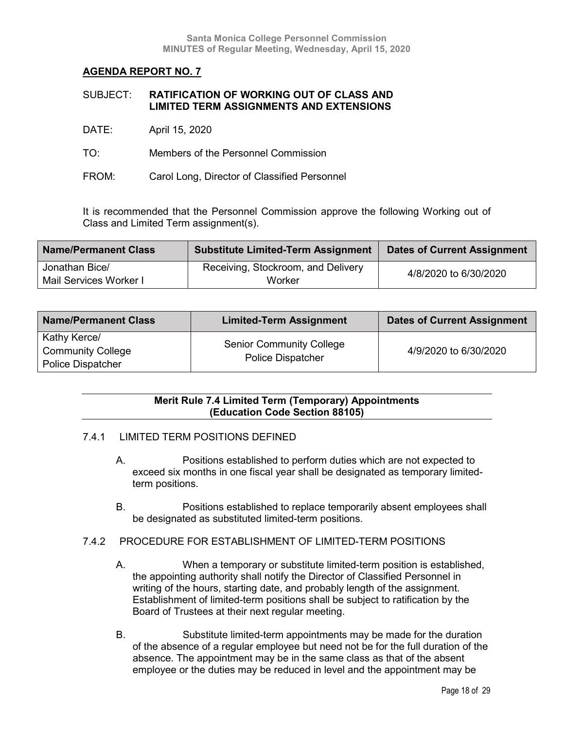## AGENDA REPORT NO. 7

SUBJECT: **RATIFICATION OF WORKING OUT OF CLASS AND LIMITED TERM ASSIGNMENTS AND EXTENSIONS**

DATE: April 15, 2020

TO: Members of the Personnel Commission

FROM: Carol Long, Director of Classified Personnel

It is recommended that the Personnel Commission approve the following Working out of Class and Limited Term assignment(s).

| Name/Permanent Class | Substitute Limited-Term Assignment | Dates of Current Assignment |
|---|---|---|
| Jonathan Bice/ Mail Services Worker I | Receiving, Stockroom, and Delivery Worker | 4/8/2020 to 6/30/2020 |

| Name/Permanent Class | Limited-Term Assignment | Dates of Current Assignment |
|---|---|---|
| Kathy Kerce/ Community College Police Dispatcher | Senior Community College Police Dispatcher | 4/9/2020 to 6/30/2020 |

**Merit Rule 7.4 Limited Term (Temporary) Appointments (Education Code Section 88105)**

7.4.1 LIMITED TERM POSITIONS DEFINED

A. Positions established to perform duties which are not expected to exceed six months in one fiscal year shall be designated as temporary limited-term positions.

B. Positions established to replace temporarily absent employees shall be designated as substituted limited-term positions.

7.4.2 PROCEDURE FOR ESTABLISHMENT OF LIMITED-TERM POSITIONS

A. When a temporary or substitute limited-term position is established, the appointing authority shall notify the Director of Classified Personnel in writing of the hours, starting date, and probably length of the assignment. Establishment of limited-term positions shall be subject to ratification by the Board of Trustees at their next regular meeting.

B. Substitute limited-term appointments may be made for the duration of the absence of a regular employee but need not be for the full duration of the absence. The appointment may be in the same class as that of the absent employee or the duties may be reduced in level and the appointment may be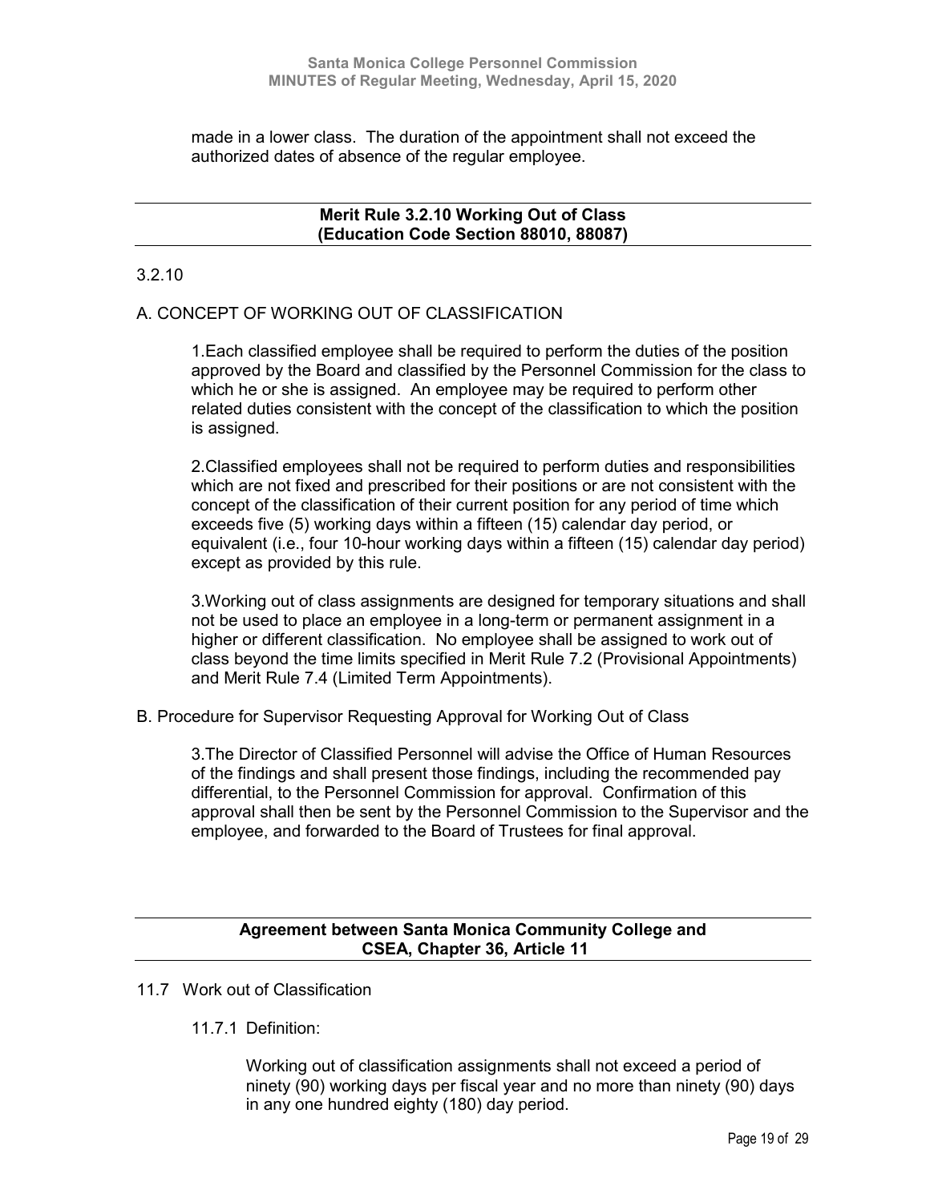made in a lower class. The duration of the appointment shall not exceed the authorized dates of absence of the regular employee.

---

**Merit Rule 3.2.10 Working Out of Class**
**(Education Code Section 88010, 88087)**

---

3.2.10

A. CONCEPT OF WORKING OUT OF CLASSIFICATION

1.Each classified employee shall be required to perform the duties of the position approved by the Board and classified by the Personnel Commission for the class to which he or she is assigned. An employee may be required to perform other related duties consistent with the concept of the classification to which the position is assigned.

2.Classified employees shall not be required to perform duties and responsibilities which are not fixed and prescribed for their positions or are not consistent with the concept of the classification of their current position for any period of time which exceeds five (5) working days within a fifteen (15) calendar day period, or equivalent (i.e., four 10-hour working days within a fifteen (15) calendar day period) except as provided by this rule.

3.Working out of class assignments are designed for temporary situations and shall not be used to place an employee in a long-term or permanent assignment in a higher or different classification. No employee shall be assigned to work out of class beyond the time limits specified in Merit Rule 7.2 (Provisional Appointments) and Merit Rule 7.4 (Limited Term Appointments).

B. Procedure for Supervisor Requesting Approval for Working Out of Class

3.The Director of Classified Personnel will advise the Office of Human Resources of the findings and shall present those findings, including the recommended pay differential, to the Personnel Commission for approval. Confirmation of this approval shall then be sent by the Personnel Commission to the Supervisor and the employee, and forwarded to the Board of Trustees for final approval.

---

**Agreement between Santa Monica Community College and**
**CSEA, Chapter 36, Article 11**

---

11.7 Work out of Classification

11.7.1 Definition:

Working out of classification assignments shall not exceed a period of ninety (90) working days per fiscal year and no more than ninety (90) days in any one hundred eighty (180) day period.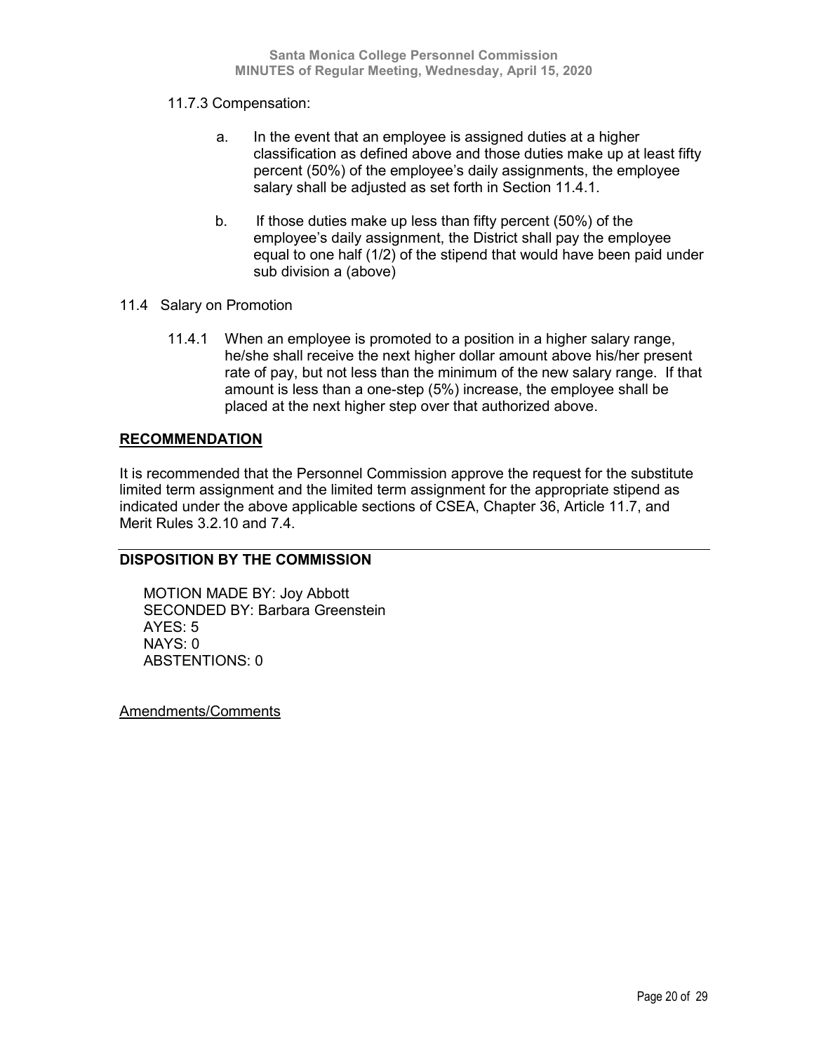11.7.3 Compensation:

a. In the event that an employee is assigned duties at a higher classification as defined above and those duties make up at least fifty percent (50%) of the employee's daily assignments, the employee salary shall be adjusted as set forth in Section 11.4.1.

b. If those duties make up less than fifty percent (50%) of the employee's daily assignment, the District shall pay the employee equal to one half (1/2) of the stipend that would have been paid under sub division a (above)

11.4 Salary on Promotion

11.4.1 When an employee is promoted to a position in a higher salary range, he/she shall receive the next higher dollar amount above his/her present rate of pay, but not less than the minimum of the new salary range. If that amount is less than a one-step (5%) increase, the employee shall be placed at the next higher step over that authorized above.

## RECOMMENDATION

It is recommended that the Personnel Commission approve the request for the substitute limited term assignment and the limited term assignment for the appropriate stipend as indicated under the above applicable sections of CSEA, Chapter 36, Article 11.7, and Merit Rules 3.2.10 and 7.4.

## DISPOSITION BY THE COMMISSION

MOTION MADE BY: Joy Abbott
SECONDED BY: Barbara Greenstein
AYES: 5
NAYS: 0
ABSTENTIONS: 0

Amendments/Comments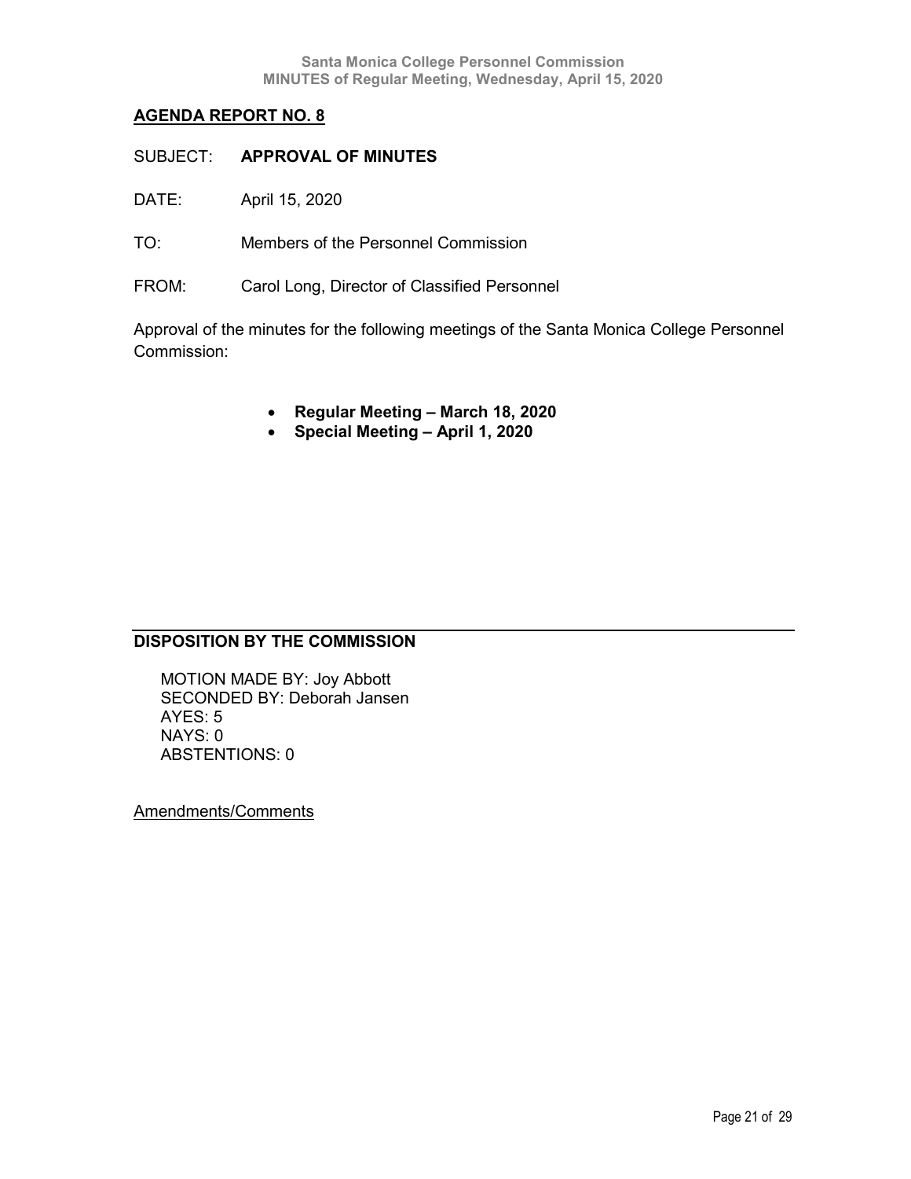## AGENDA REPORT NO. 8

SUBJECT: **APPROVAL OF MINUTES**

DATE: April 15, 2020

TO: Members of the Personnel Commission

FROM: Carol Long, Director of Classified Personnel

Approval of the minutes for the following meetings of the Santa Monica College Personnel Commission:

- **Regular Meeting – March 18, 2020**
- **Special Meeting – April 1, 2020**

## DISPOSITION BY THE COMMISSION

MOTION MADE BY: Joy Abbott
SECONDED BY: Deborah Jansen
AYES: 5
NAYS: 0
ABSTENTIONS: 0

Amendments/Comments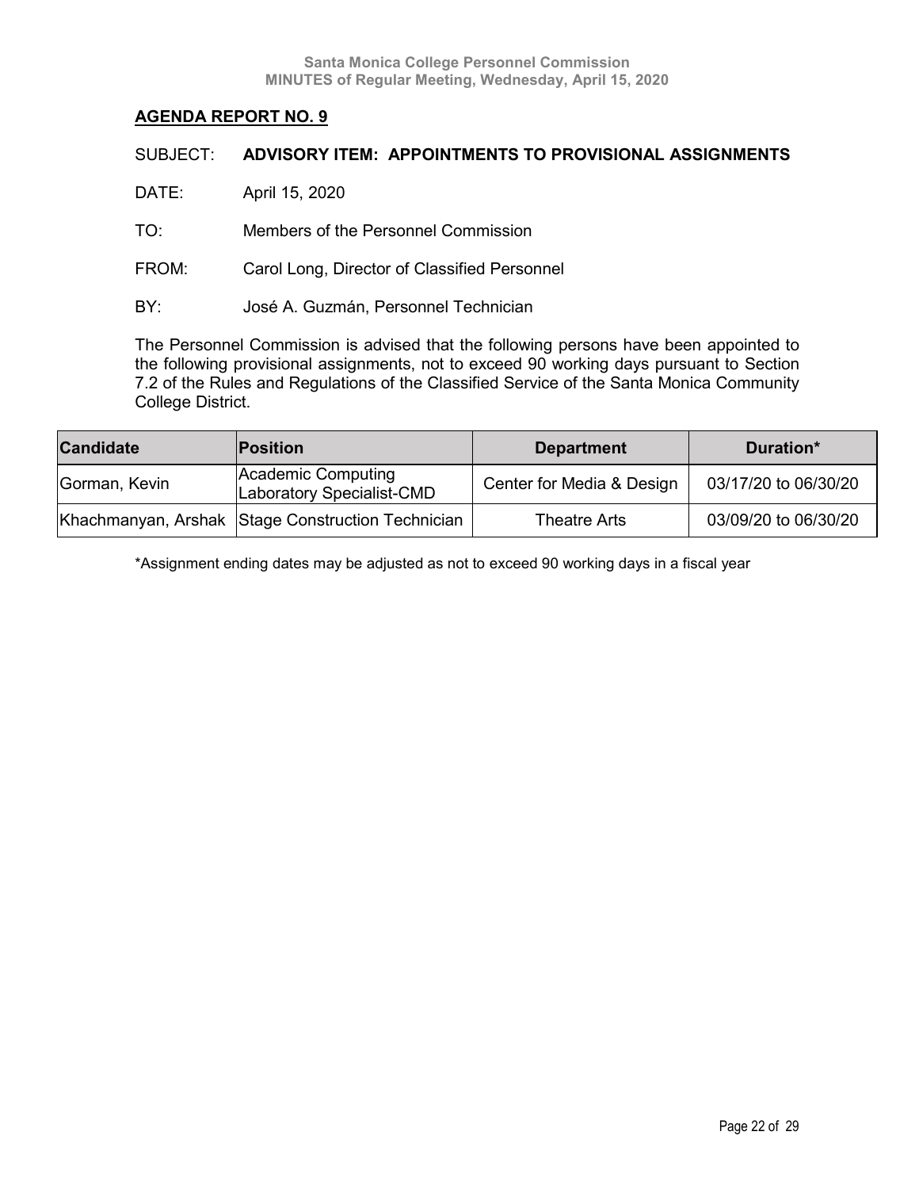## AGENDA REPORT NO. 9

SUBJECT: **ADVISORY ITEM: APPOINTMENTS TO PROVISIONAL ASSIGNMENTS**

DATE: April 15, 2020

TO: Members of the Personnel Commission

FROM: Carol Long, Director of Classified Personnel

BY: José A. Guzmán, Personnel Technician

The Personnel Commission is advised that the following persons have been appointed to the following provisional assignments, not to exceed 90 working days pursuant to Section 7.2 of the Rules and Regulations of the Classified Service of the Santa Monica Community College District.

| Candidate | Position | Department | Duration* |
|---|---|---|---|
| Gorman, Kevin | Academic Computing Laboratory Specialist-CMD | Center for Media & Design | 03/17/20 to 06/30/20 |
| Khachmanyan, Arshak | Stage Construction Technician | Theatre Arts | 03/09/20 to 06/30/20 |

*Assignment ending dates may be adjusted as not to exceed 90 working days in a fiscal year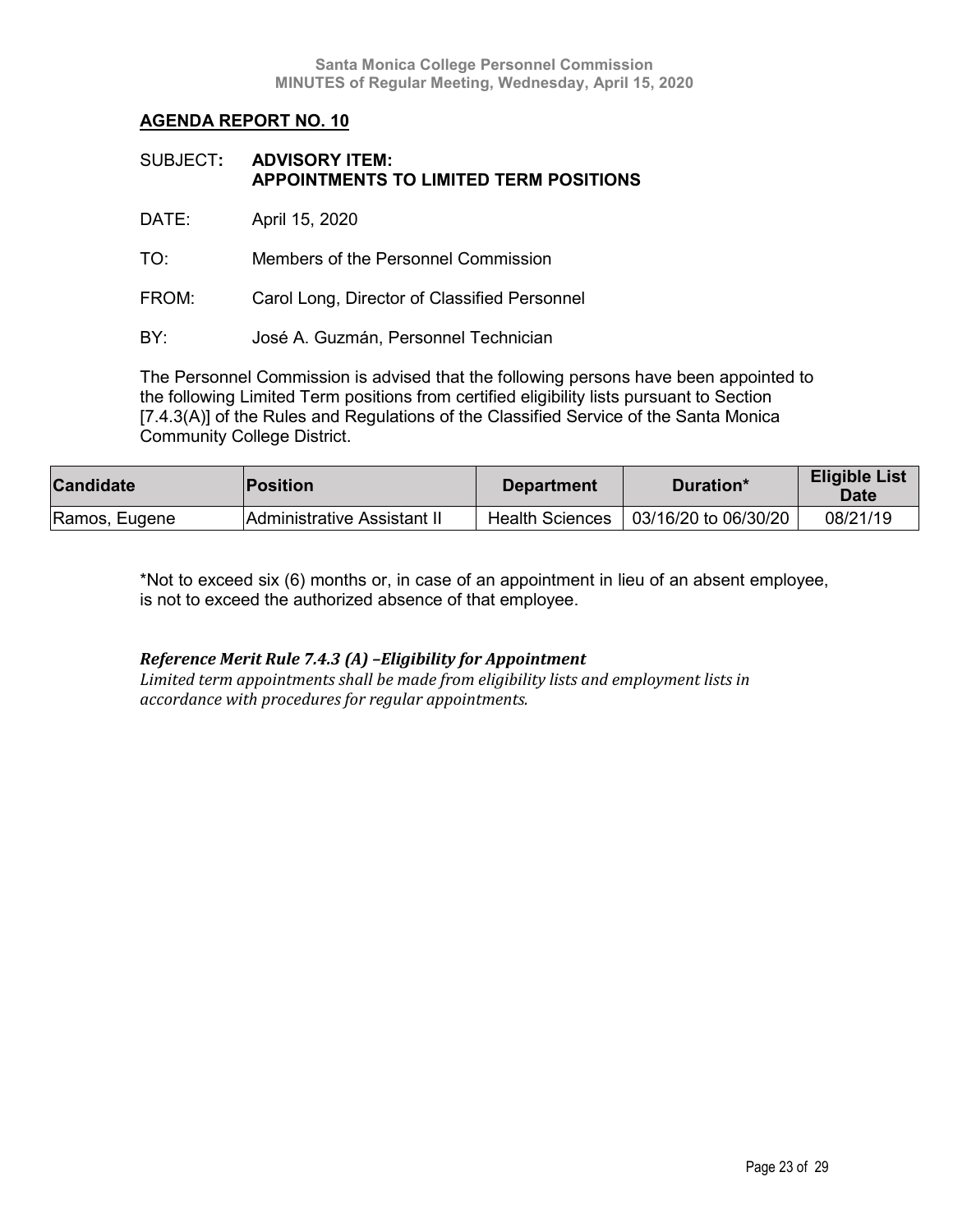## AGENDA REPORT NO. 10

SUBJECT: **ADVISORY ITEM: APPOINTMENTS TO LIMITED TERM POSITIONS**

DATE: April 15, 2020

TO: Members of the Personnel Commission

FROM: Carol Long, Director of Classified Personnel

BY: José A. Guzmán, Personnel Technician

The Personnel Commission is advised that the following persons have been appointed to the following Limited Term positions from certified eligibility lists pursuant to Section [7.4.3(A)] of the Rules and Regulations of the Classified Service of the Santa Monica Community College District.

| Candidate | Position | Department | Duration* | Eligible List Date |
|---|---|---|---|---|
| Ramos, Eugene | Administrative Assistant II | Health Sciences | 03/16/20 to 06/30/20 | 08/21/19 |

*Not to exceed six (6) months or, in case of an appointment in lieu of an absent employee, is not to exceed the authorized absence of that employee.

***Reference Merit Rule 7.4.3 (A) –Eligibility for Appointment***

*Limited term appointments shall be made from eligibility lists and employment lists in accordance with procedures for regular appointments.*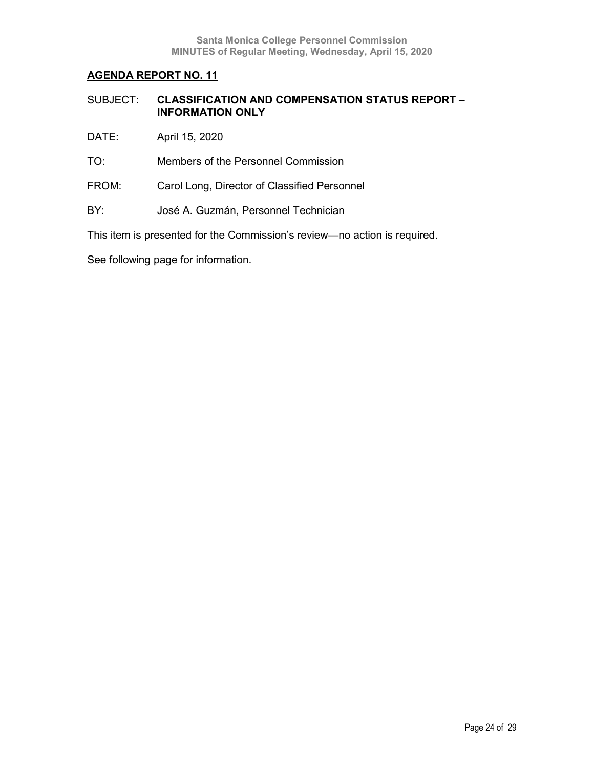## AGENDA REPORT NO. 11

SUBJECT: **CLASSIFICATION AND COMPENSATION STATUS REPORT – INFORMATION ONLY**

DATE: April 15, 2020

TO: Members of the Personnel Commission

FROM: Carol Long, Director of Classified Personnel

BY: José A. Guzmán, Personnel Technician

This item is presented for the Commission's review—no action is required.

See following page for information.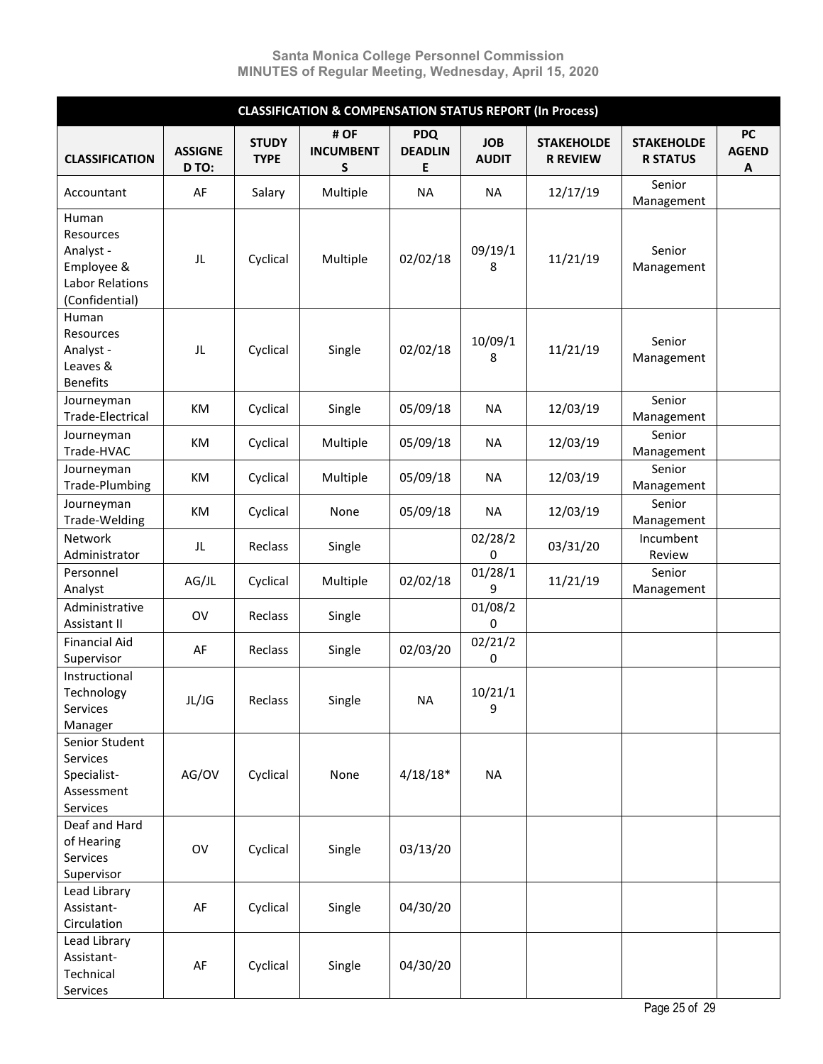| CLASSIFICATION & COMPENSATION STATUS REPORT (In Process) | | | | | | | | |
|---|---|---|---|---|---|---|---|---|
| **CLASSIFICATION** | **ASSIGNED TO:** | **STUDY TYPE** | **# OF INCUMBENTS** | **PDQ DEADLINE** | **JOB AUDIT** | **STAKEHOLDER REVIEW** | **STAKEHOLDER STATUS** | **PC AGENDA** |
| Accountant | AF | Salary | Multiple | NA | NA | 12/17/19 | Senior Management | |
| Human Resources Analyst - Employee & Labor Relations (Confidential) | JL | Cyclical | Multiple | 02/02/18 | 09/19/18 | 11/21/19 | Senior Management | |
| Human Resources Analyst - Leaves & Benefits | JL | Cyclical | Single | 02/02/18 | 10/09/18 | 11/21/19 | Senior Management | |
| Journeyman Trade-Electrical | KM | Cyclical | Single | 05/09/18 | NA | 12/03/19 | Senior Management | |
| Journeyman Trade-HVAC | KM | Cyclical | Multiple | 05/09/18 | NA | 12/03/19 | Senior Management | |
| Journeyman Trade-Plumbing | KM | Cyclical | Multiple | 05/09/18 | NA | 12/03/19 | Senior Management | |
| Journeyman Trade-Welding | KM | Cyclical | None | 05/09/18 | NA | 12/03/19 | Senior Management | |
| Network Administrator | JL | Reclass | Single | | 02/28/20 | 03/31/20 | Incumbent Review | |
| Personnel Analyst | AG/JL | Cyclical | Multiple | 02/02/18 | 01/28/19 | 11/21/19 | Senior Management | |
| Administrative Assistant II | OV | Reclass | Single | | 01/08/20 | | | |
| Financial Aid Supervisor | AF | Reclass | Single | 02/03/20 | 02/21/20 | | | |
| Instructional Technology Services Manager | JL/JG | Reclass | Single | NA | 10/21/19 | | | |
| Senior Student Services Specialist-Assessment Services | AG/OV | Cyclical | None | 4/18/18* | NA | | | |
| Deaf and Hard of Hearing Services Supervisor | OV | Cyclical | Single | 03/13/20 | | | | |
| Lead Library Assistant-Circulation | AF | Cyclical | Single | 04/30/20 | | | | |
| Lead Library Assistant-Technical Services | AF | Cyclical | Single | 04/30/20 | | | | |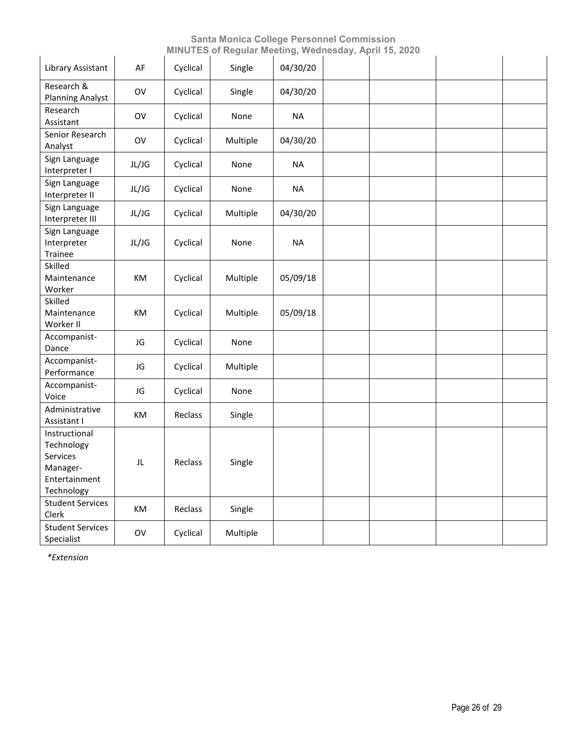| | | | | | | | | |
|---|---|---|---|---|---|---|---|---|
| Library Assistant | AF | Cyclical | Single | 04/30/20 | | | | |
| Research & Planning Analyst | OV | Cyclical | Single | 04/30/20 | | | | |
| Research Assistant | OV | Cyclical | None | NA | | | | |
| Senior Research Analyst | OV | Cyclical | Multiple | 04/30/20 | | | | |
| Sign Language Interpreter I | JL/JG | Cyclical | None | NA | | | | |
| Sign Language Interpreter II | JL/JG | Cyclical | None | NA | | | | |
| Sign Language Interpreter III | JL/JG | Cyclical | Multiple | 04/30/20 | | | | |
| Sign Language Interpreter Trainee | JL/JG | Cyclical | None | NA | | | | |
| Skilled Maintenance Worker | KM | Cyclical | Multiple | 05/09/18 | | | | |
| Skilled Maintenance Worker II | KM | Cyclical | Multiple | 05/09/18 | | | | |
| Accompanist-Dance | JG | Cyclical | None | | | | | |
| Accompanist-Performance | JG | Cyclical | Multiple | | | | | |
| Accompanist-Voice | JG | Cyclical | None | | | | | |
| Administrative Assistant I | KM | Reclass | Single | | | | | |
| Instructional Technology Services Manager-Entertainment Technology | JL | Reclass | Single | | | | | |
| Student Services Clerk | KM | Reclass | Single | | | | | |
| Student Services Specialist | OV | Cyclical | Multiple | | | | | |

*\*Extension*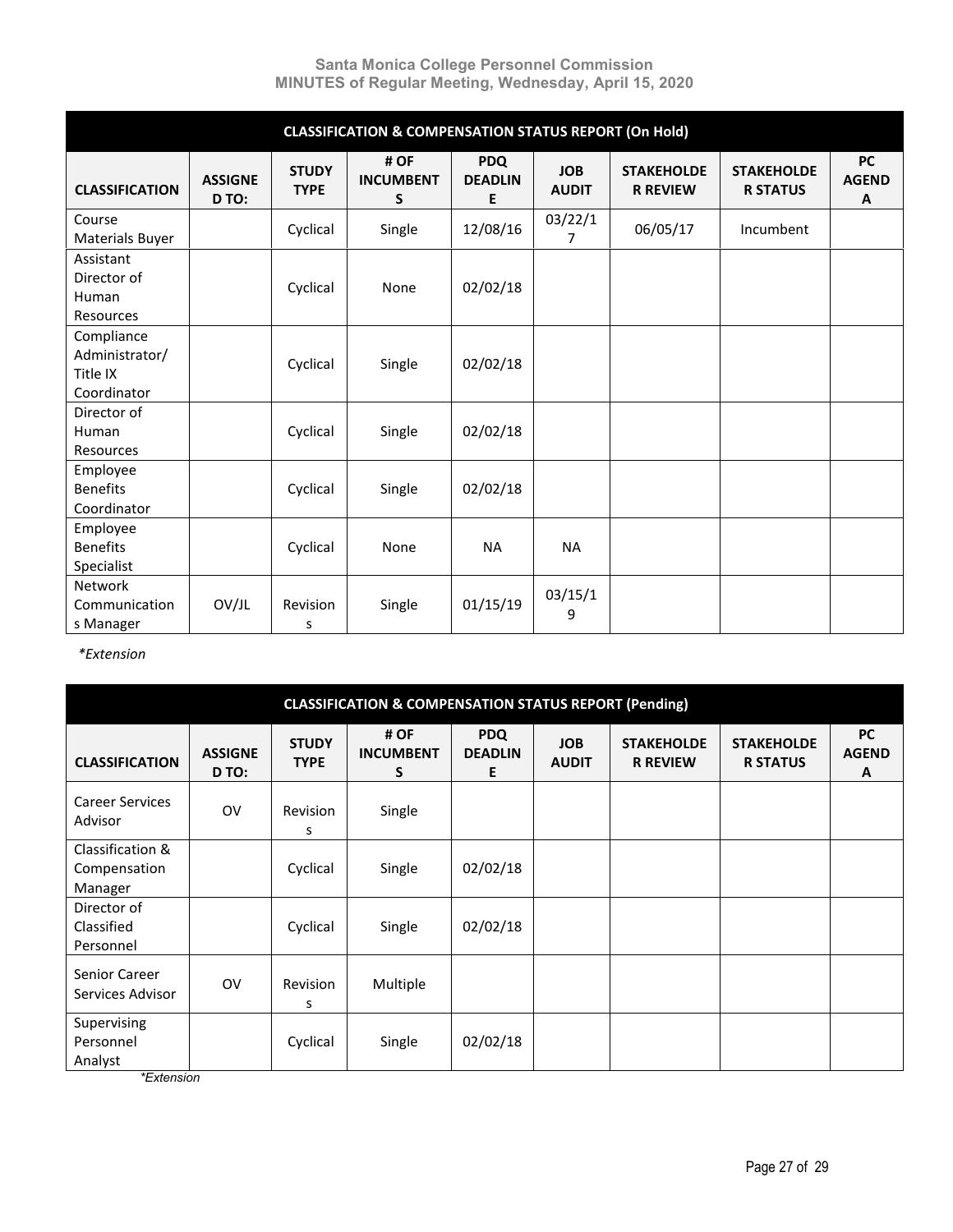| CLASSIFICATION & COMPENSATION STATUS REPORT (On Hold) | | | | | | | | |
|---|---|---|---|---|---|---|---|---|
| **CLASSIFICATION** | **ASSIGNED TO:** | **STUDY TYPE** | **# OF INCUMBENTS** | **PDQ DEADLINE** | **JOB AUDIT** | **STAKEHOLDER REVIEW** | **STAKEHOLDER STATUS** | **PC AGENDA** |
| Course Materials Buyer | | Cyclical | Single | 12/08/16 | 03/22/17 | 06/05/17 | Incumbent | |
| Assistant Director of Human Resources | | Cyclical | None | 02/02/18 | | | | |
| Compliance Administrator/ Title IX Coordinator | | Cyclical | Single | 02/02/18 | | | | |
| Director of Human Resources | | Cyclical | Single | 02/02/18 | | | | |
| Employee Benefits Coordinator | | Cyclical | Single | 02/02/18 | | | | |
| Employee Benefits Specialist | | Cyclical | None | NA | NA | | | |
| Network Communications Manager | OV/JL | Revisions | Single | 01/15/19 | 03/15/19 | | | |

*\*Extension*

| CLASSIFICATION & COMPENSATION STATUS REPORT (Pending) | | | | | | | | |
|---|---|---|---|---|---|---|---|---|
| **CLASSIFICATION** | **ASSIGNED TO:** | **STUDY TYPE** | **# OF INCUMBENTS** | **PDQ DEADLINE** | **JOB AUDIT** | **STAKEHOLDER REVIEW** | **STAKEHOLDER STATUS** | **PC AGENDA** |
| Career Services Advisor | OV | Revisions | Single | | | | | |
| Classification & Compensation Manager | | Cyclical | Single | 02/02/18 | | | | |
| Director of Classified Personnel | | Cyclical | Single | 02/02/18 | | | | |
| Senior Career Services Advisor | OV | Revisions | Multiple | | | | | |
| Supervising Personnel Analyst | | Cyclical | Single | 02/02/18 | | | | |

*\*Extension*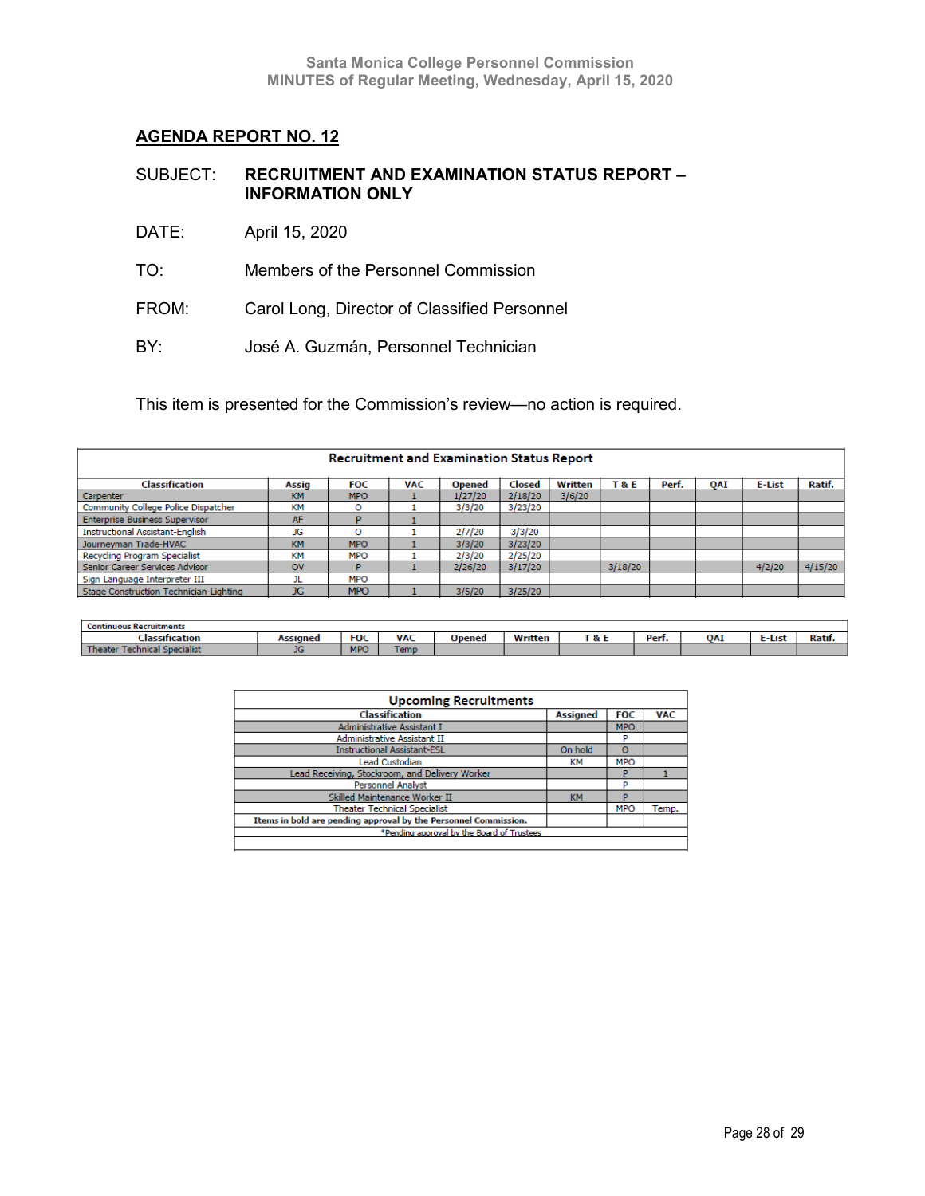## AGENDA REPORT NO. 12

SUBJECT: **RECRUITMENT AND EXAMINATION STATUS REPORT – INFORMATION ONLY**

DATE: April 15, 2020

TO: Members of the Personnel Commission

FROM: Carol Long, Director of Classified Personnel

BY: José A. Guzmán, Personnel Technician

This item is presented for the Commission's review—no action is required.

**Recruitment and Examination Status Report**

| Classification | Assig | FOC | VAC | Opened | Closed | Written | T & E | Perf. | QAI | E-List | Ratif. |
|---|---|---|---|---|---|---|---|---|---|---|---|
| Carpenter | KM | MPO | 1 | 1/27/20 | 2/18/20 | 3/6/20 | | | | | |
| Community College Police Dispatcher | KM | O | 1 | 3/3/20 | 3/23/20 | | | | | | |
| Enterprise Business Supervisor | AF | P | 1 | | | | | | | | |
| Instructional Assistant-English | JG | O | 1 | 2/7/20 | 3/3/20 | | | | | | |
| Journeyman Trade-HVAC | KM | MPO | 1 | 3/3/20 | 3/23/20 | | | | | | |
| Recycling Program Specialist | KM | MPO | 1 | 2/3/20 | 2/25/20 | | | | | | |
| Senior Career Services Advisor | OV | P | 1 | 2/26/20 | 3/17/20 | | 3/18/20 | | | 4/2/20 | 4/15/20 |
| Sign Language Interpreter III | JL | MPO | | | | | | | | | |
| Stage Construction Technician-Lighting | JG | MPO | 1 | 3/5/20 | 3/25/20 | | | | | | |

**Continuous Recruitments**

| Classification | Assigned | FOC | VAC | Opened | Written | T & E | Perf. | QAI | E-List | Ratif. |
|---|---|---|---|---|---|---|---|---|---|---|
| Theater Technical Specialist | JG | MPO | Temp | | | | | | | |

**Upcoming Recruitments**

| Classification | Assigned | FOC | VAC |
|---|---|---|---|
| Administrative Assistant I | | MPO | |
| Administrative Assistant II | | P | |
| Instructional Assistant-ESL | On hold | O | |
| Lead Custodian | KM | MPO | |
| Lead Receiving, Stockroom, and Delivery Worker | | P | 1 |
| Personnel Analyst | | P | |
| Skilled Maintenance Worker II | KM | P | |
| Theater Technical Specialist | | MPO | Temp. |
| **Items in bold are pending approval by the Personnel Commission.** | | | |
| *Pending approval by the Board of Trustees | | | |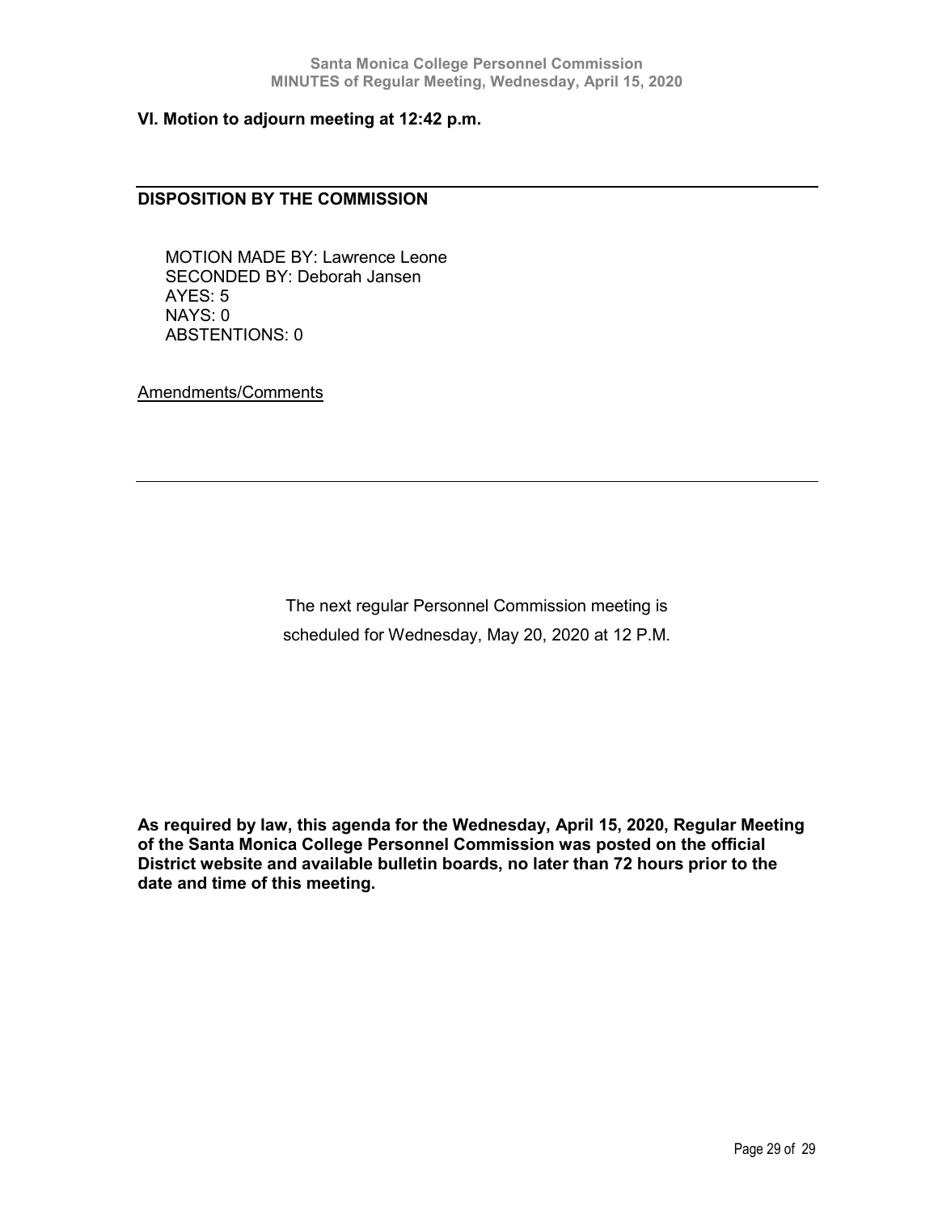**VI. Motion to adjourn meeting at 12:42 p.m.**

---

**DISPOSITION BY THE COMMISSION**

MOTION MADE BY: Lawrence Leone
SECONDED BY: Deborah Jansen
AYES: 5
NAYS: 0
ABSTENTIONS: 0

Amendments/Comments

---

The next regular Personnel Commission meeting is scheduled for Wednesday, May 20, 2020 at 12 P.M.

**As required by law, this agenda for the Wednesday, April 15, 2020, Regular Meeting of the Santa Monica College Personnel Commission was posted on the official District website and available bulletin boards, no later than 72 hours prior to the date and time of this meeting.**